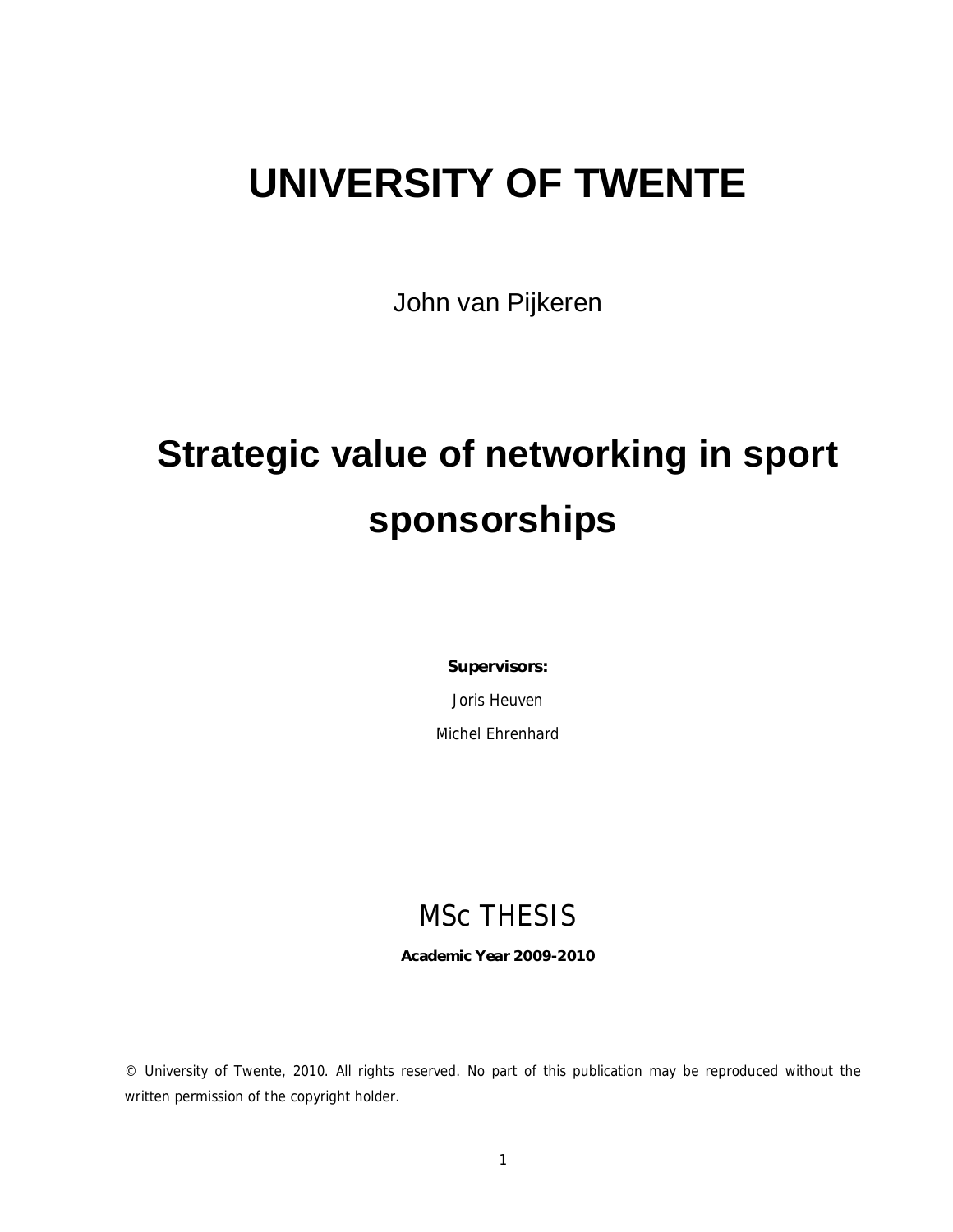# UNIVERSITY OF TWENTE

John van Pijkeren

# Strategic value of networking in sport sponsorships

**Supervisors:**

Joris Heuven

Michel Ehrenhard

## MSc THESIS

**Academic Year 2009-2010**

© University of Twente, 2010. All rights reserved. No part of this publication may be reproduced without the written permission of the copyright holder.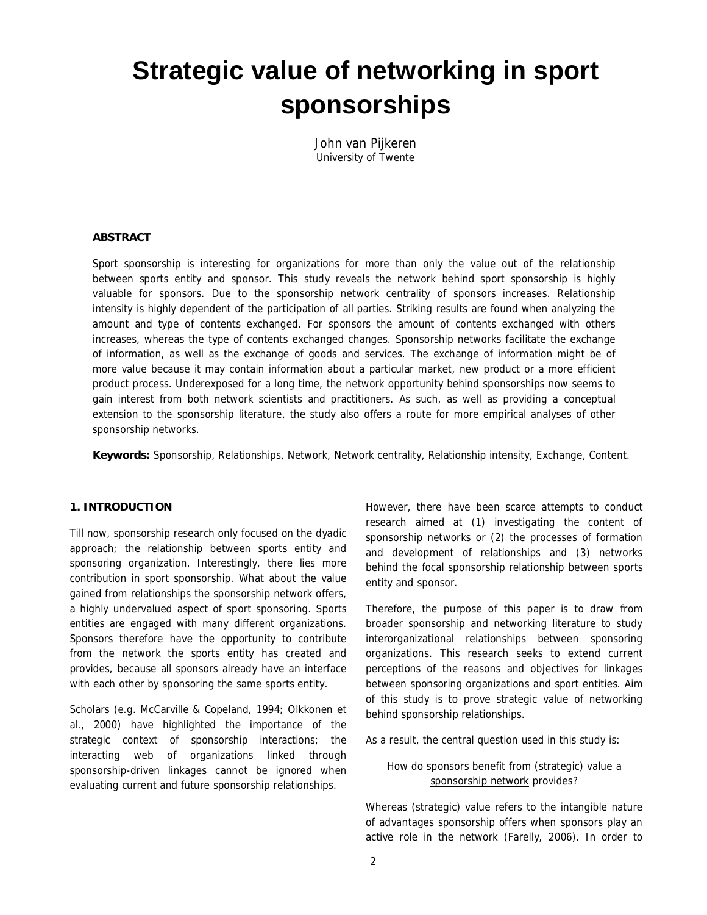# Strategic value of networking in sport sponsorships

John van Pijkeren
University of Twente

**ABSTRACT**

Sport sponsorship is interesting for organizations for more than only the value out of the relationship between sports entity and sponsor. This study reveals the network behind sport sponsorship is highly valuable for sponsors. Due to the sponsorship network centrality of sponsors increases. Relationship intensity is highly dependent of the participation of all parties. Striking results are found when analyzing the amount and type of contents exchanged. For sponsors the amount of contents exchanged with others increases, whereas the type of contents exchanged changes. Sponsorship networks facilitate the exchange of information, as well as the exchange of goods and services. The exchange of information might be of more value because it may contain information about a particular market, new product or a more efficient product process. Underexposed for a long time, the network opportunity behind sponsorships now seems to gain interest from both network scientists and practitioners. As such, as well as providing a conceptual extension to the sponsorship literature, the study also offers a route for more empirical analyses of other sponsorship networks.

**Keywords:** Sponsorship, Relationships, Network, Network centrality, Relationship intensity, Exchange, Content.

## 1. INTRODUCTION

Till now, sponsorship research only focused on the dyadic approach; the relationship between sports entity and sponsoring organization. Interestingly, there lies more contribution in sport sponsorship. What about the value gained from relationships the sponsorship network offers, a highly undervalued aspect of sport sponsoring. Sports entities are engaged with many different organizations. Sponsors therefore have the opportunity to contribute from the network the sports entity has created and provides, because all sponsors already have an interface with each other by sponsoring the same sports entity.

Scholars (e.g. McCarville & Copeland, 1994; Olkkonen et al., 2000) have highlighted the importance of the strategic context of sponsorship interactions; the interacting web of organizations linked through sponsorship-driven linkages cannot be ignored when evaluating current and future sponsorship relationships.

However, there have been scarce attempts to conduct research aimed at (1) investigating the content of sponsorship networks or (2) the processes of formation and development of relationships and (3) networks behind the focal sponsorship relationship between sports entity and sponsor.

Therefore, the purpose of this paper is to draw from broader sponsorship and networking literature to study interorganizational relationships between sponsoring organizations. This research seeks to extend current perceptions of the reasons and objectives for linkages between sponsoring organizations and sport entities. Aim of this study is to prove strategic value of networking behind sponsorship relationships.

As a result, the central question used in this study is:

How do sponsors benefit from (strategic) value a sponsorship network provides?

Whereas (strategic) value refers to the intangible nature of advantages sponsorship offers when sponsors play an active role in the network (Farelly, 2006). In order to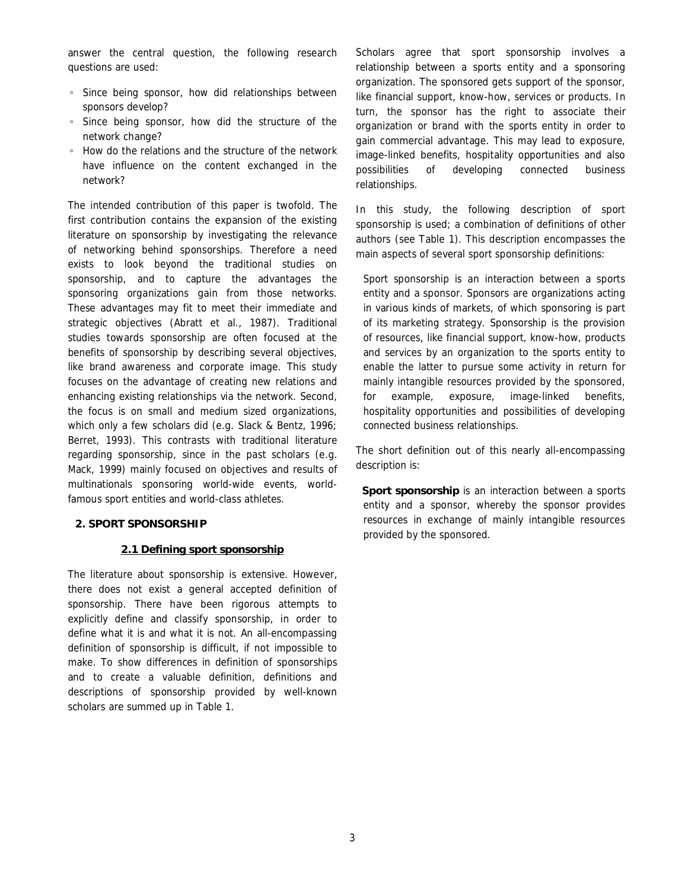answer the central question, the following research questions are used:

- Since being sponsor, how did relationships between sponsors develop?
- Since being sponsor, how did the structure of the network change?
- How do the relations and the structure of the network have influence on the content exchanged in the network?

The intended contribution of this paper is twofold. The first contribution contains the expansion of the existing literature on sponsorship by investigating the relevance of networking behind sponsorships. Therefore a need exists to look beyond the traditional studies on sponsorship, and to capture the advantages the sponsoring organizations gain from those networks. These advantages may fit to meet their immediate and strategic objectives (Abratt et al., 1987). Traditional studies towards sponsorship are often focused at the benefits of sponsorship by describing several objectives, like brand awareness and corporate image. This study focuses on the advantage of creating new relations and enhancing existing relationships via the network. Second, the focus is on small and medium sized organizations, which only a few scholars did (e.g. Slack & Bentz, 1996; Berret, 1993). This contrasts with traditional literature regarding sponsorship, since in the past scholars (e.g. Mack, 1999) mainly focused on objectives and results of multinationals sponsoring world-wide events, world-famous sport entities and world-class athletes.

## 2. SPORT SPONSORSHIP

### 2.1 Defining sport sponsorship

The literature about sponsorship is extensive. However, there does not exist a general accepted definition of sponsorship. There have been rigorous attempts to explicitly define and classify sponsorship, in order to define what it is and what it is not. An all-encompassing definition of sponsorship is difficult, if not impossible to make. To show differences in definition of sponsorships and to create a valuable definition, definitions and descriptions of sponsorship provided by well-known scholars are summed up in Table 1.

Scholars agree that sport sponsorship involves a relationship between a sports entity and a sponsoring organization. The sponsored gets support of the sponsor, like financial support, know-how, services or products. In turn, the sponsor has the right to associate their organization or brand with the sports entity in order to gain commercial advantage. This may lead to exposure, image-linked benefits, hospitality opportunities and also possibilities of developing connected business relationships.

In this study, the following description of sport sponsorship is used; a combination of definitions of other authors (see Table 1). This description encompasses the main aspects of several sport sponsorship definitions:

> Sport sponsorship is an interaction between a sports entity and a sponsor. Sponsors are organizations acting in various kinds of markets, of which sponsoring is part of its marketing strategy. Sponsorship is the provision of resources, like financial support, know-how, products and services by an organization to the sports entity to enable the latter to pursue some activity in return for mainly intangible resources provided by the sponsored, for example, exposure, image-linked benefits, hospitality opportunities and possibilities of developing connected business relationships.

The short definition out of this nearly all-encompassing description is:

> **Sport sponsorship** is an interaction between a sports entity and a sponsor, whereby the sponsor provides resources in exchange of mainly intangible resources provided by the sponsored.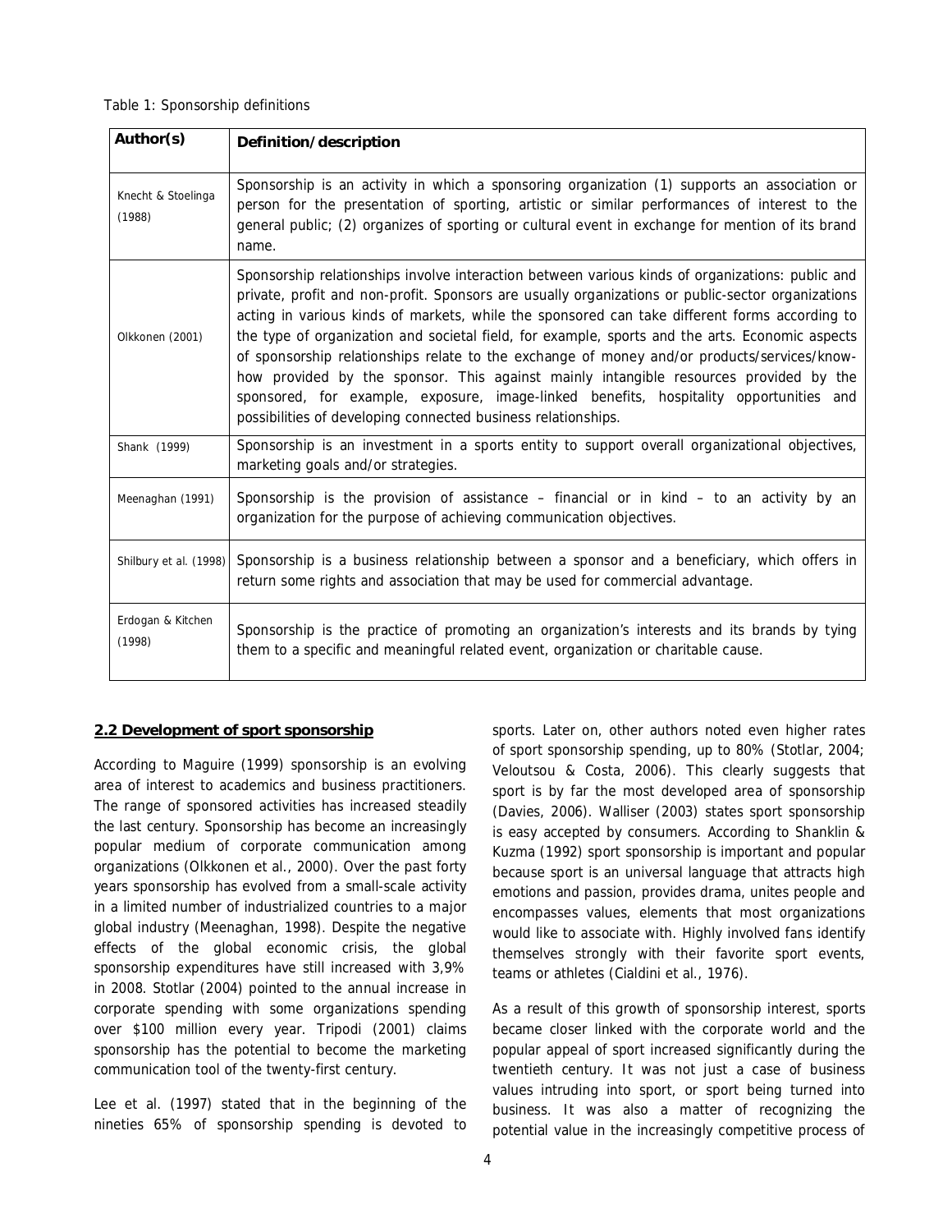Table 1: Sponsorship definitions

| Author(s) | Definition/description |
|---|---|
| Knecht & Stoelinga (1988) | Sponsorship is an activity in which a sponsoring organization (1) supports an association or person for the presentation of sporting, artistic or similar performances of interest to the general public; (2) organizes of sporting or cultural event in exchange for mention of its brand name. |
| Olkkonen (2001) | Sponsorship relationships involve interaction between various kinds of organizations: public and private, profit and non-profit. Sponsors are usually organizations or public-sector organizations acting in various kinds of markets, while the sponsored can take different forms according to the type of organization and societal field, for example, sports and the arts. Economic aspects of sponsorship relationships relate to the exchange of money and/or products/services/know-how provided by the sponsor. This against mainly intangible resources provided by the sponsored, for example, exposure, image-linked benefits, hospitality opportunities and possibilities of developing connected business relationships. |
| Shank (1999) | Sponsorship is an investment in a sports entity to support overall organizational objectives, marketing goals and/or strategies. |
| Meenaghan (1991) | Sponsorship is the provision of assistance – financial or in kind – to an activity by an organization for the purpose of achieving communication objectives. |
| Shilbury et al. (1998) | Sponsorship is a business relationship between a sponsor and a beneficiary, which offers in return some rights and association that may be used for commercial advantage. |
| Erdogan & Kitchen (1998) | Sponsorship is the practice of promoting an organization's interests and its brands by tying them to a specific and meaningful related event, organization or charitable cause. |

## 2.2 Development of sport sponsorship

According to Maguire (1999) sponsorship is an evolving area of interest to academics and business practitioners. The range of sponsored activities has increased steadily the last century. Sponsorship has become an increasingly popular medium of corporate communication among organizations (Olkkonen et al., 2000). Over the past forty years sponsorship has evolved from a small-scale activity in a limited number of industrialized countries to a major global industry (Meenaghan, 1998). Despite the negative effects of the global economic crisis, the global sponsorship expenditures have still increased with 3,9% in 2008. Stotlar (2004) pointed to the annual increase in corporate spending with some organizations spending over $100 million every year. Tripodi (2001) claims sponsorship has the potential to become the marketing communication tool of the twenty-first century.

Lee et al. (1997) stated that in the beginning of the nineties 65% of sponsorship spending is devoted to sports. Later on, other authors noted even higher rates of sport sponsorship spending, up to 80% (Stotlar, 2004; Veloutsou & Costa, 2006). This clearly suggests that sport is by far the most developed area of sponsorship (Davies, 2006). Walliser (2003) states sport sponsorship is easy accepted by consumers. According to Shanklin & Kuzma (1992) sport sponsorship is important and popular because sport is an universal language that attracts high emotions and passion, provides drama, unites people and encompasses values, elements that most organizations would like to associate with. Highly involved fans identify themselves strongly with their favorite sport events, teams or athletes (Cialdini et al., 1976).

As a result of this growth of sponsorship interest, sports became closer linked with the corporate world and the popular appeal of sport increased significantly during the twentieth century. It was not just a case of business values intruding into sport, or sport being turned into business. It was also a matter of recognizing the potential value in the increasingly competitive process of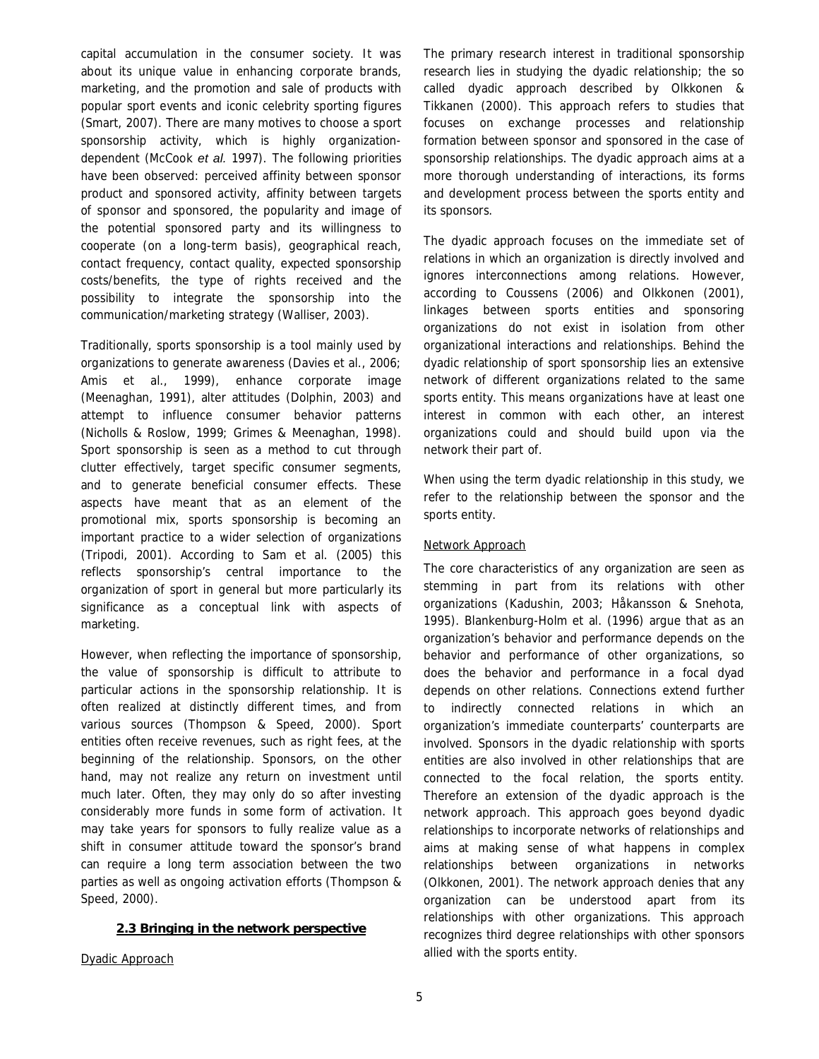capital accumulation in the consumer society. It was about its unique value in enhancing corporate brands, marketing, and the promotion and sale of products with popular sport events and iconic celebrity sporting figures (Smart, 2007). There are many motives to choose a sport sponsorship activity, which is highly organization-dependent (McCook *et al.* 1997). The following priorities have been observed: perceived affinity between sponsor product and sponsored activity, affinity between targets of sponsor and sponsored, the popularity and image of the potential sponsored party and its willingness to cooperate (on a long-term basis), geographical reach, contact frequency, contact quality, expected sponsorship costs/benefits, the type of rights received and the possibility to integrate the sponsorship into the communication/marketing strategy (Walliser, 2003).

Traditionally, sports sponsorship is a tool mainly used by organizations to generate awareness (Davies et al., 2006; Amis et al., 1999), enhance corporate image (Meenaghan, 1991), alter attitudes (Dolphin, 2003) and attempt to influence consumer behavior patterns (Nicholls & Roslow, 1999; Grimes & Meenaghan, 1998). Sport sponsorship is seen as a method to cut through clutter effectively, target specific consumer segments, and to generate beneficial consumer effects. These aspects have meant that as an element of the promotional mix, sports sponsorship is becoming an important practice to a wider selection of organizations (Tripodi, 2001). According to Sam et al. (2005) this reflects sponsorship's central importance to the organization of sport in general but more particularly its significance as a conceptual link with aspects of marketing.

However, when reflecting the importance of sponsorship, the value of sponsorship is difficult to attribute to particular actions in the sponsorship relationship. It is often realized at distinctly different times, and from various sources (Thompson & Speed, 2000). Sport entities often receive revenues, such as right fees, at the beginning of the relationship. Sponsors, on the other hand, may not realize any return on investment until much later. Often, they may only do so after investing considerably more funds in some form of activation. It may take years for sponsors to fully realize value as a shift in consumer attitude toward the sponsor's brand can require a long term association between the two parties as well as ongoing activation efforts (Thompson & Speed, 2000).

## 2.3 Bringing in the network perspective

### Dyadic Approach

The primary research interest in traditional sponsorship research lies in studying the dyadic relationship; the so called dyadic approach described by Olkkonen & Tikkanen (2000). This approach refers to studies that focuses on exchange processes and relationship formation between sponsor and sponsored in the case of sponsorship relationships. The dyadic approach aims at a more thorough understanding of interactions, its forms and development process between the sports entity and its sponsors.

The dyadic approach focuses on the immediate set of relations in which an organization is directly involved and ignores interconnections among relations. However, according to Coussens (2006) and Olkkonen (2001), linkages between sports entities and sponsoring organizations do not exist in isolation from other organizational interactions and relationships. Behind the dyadic relationship of sport sponsorship lies an extensive network of different organizations related to the same sports entity. This means organizations have at least one interest in common with each other, an interest organizations could and should build upon via the network their part of.

When using the term dyadic relationship in this study, we refer to the relationship between the sponsor and the sports entity.

### Network Approach

The core characteristics of any organization are seen as stemming in part from its relations with other organizations (Kadushin, 2003; Håkansson & Snehota, 1995). Blankenburg-Holm et al. (1996) argue that as an organization's behavior and performance depends on the behavior and performance of other organizations, so does the behavior and performance in a focal dyad depends on other relations. Connections extend further to indirectly connected relations in which an organization's immediate counterparts' counterparts are involved. Sponsors in the dyadic relationship with sports entities are also involved in other relationships that are connected to the focal relation, the sports entity. Therefore an extension of the dyadic approach is the network approach. This approach goes beyond dyadic relationships to incorporate networks of relationships and aims at making sense of what happens in complex relationships between organizations in networks (Olkkonen, 2001). The network approach denies that any organization can be understood apart from its relationships with other organizations. This approach recognizes third degree relationships with other sponsors allied with the sports entity.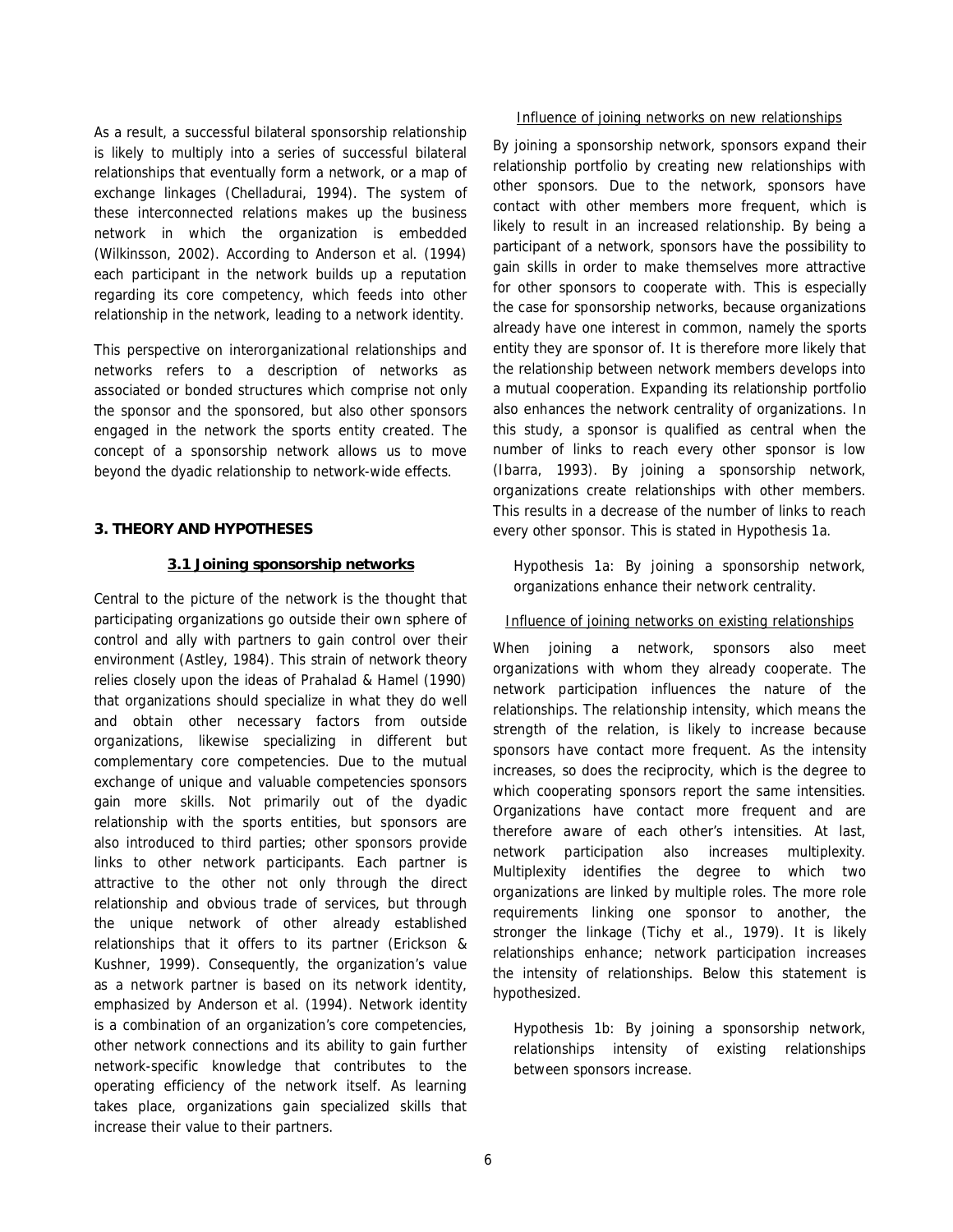As a result, a successful bilateral sponsorship relationship is likely to multiply into a series of successful bilateral relationships that eventually form a network, or a map of exchange linkages (Chelladurai, 1994). The system of these interconnected relations makes up the business network in which the organization is embedded (Wilkinsson, 2002). According to Anderson et al. (1994) each participant in the network builds up a reputation regarding its core competency, which feeds into other relationship in the network, leading to a network identity.

This perspective on interorganizational relationships and networks refers to a description of networks as associated or bonded structures which comprise not only the sponsor and the sponsored, but also other sponsors engaged in the network the sports entity created. The concept of a sponsorship network allows us to move beyond the dyadic relationship to network-wide effects.

## 3. THEORY AND HYPOTHESES

### 3.1 Joining sponsorship networks

Central to the picture of the network is the thought that participating organizations go outside their own sphere of control and ally with partners to gain control over their environment (Astley, 1984). This strain of network theory relies closely upon the ideas of Prahalad & Hamel (1990) that organizations should specialize in what they do well and obtain other necessary factors from outside organizations, likewise specializing in different but complementary core competencies. Due to the mutual exchange of unique and valuable competencies sponsors gain more skills. Not primarily out of the dyadic relationship with the sports entities, but sponsors are also introduced to third parties; other sponsors provide links to other network participants. Each partner is attractive to the other not only through the direct relationship and obvious trade of services, but through the unique network of other already established relationships that it offers to its partner (Erickson & Kushner, 1999). Consequently, the organization's value as a network partner is based on its network identity, emphasized by Anderson et al. (1994). Network identity is a combination of an organization's core competencies, other network connections and its ability to gain further network-specific knowledge that contributes to the operating efficiency of the network itself. As learning takes place, organizations gain specialized skills that increase their value to their partners.

Influence of joining networks on new relationships

By joining a sponsorship network, sponsors expand their relationship portfolio by creating new relationships with other sponsors. Due to the network, sponsors have contact with other members more frequent, which is likely to result in an increased relationship. By being a participant of a network, sponsors have the possibility to gain skills in order to make themselves more attractive for other sponsors to cooperate with. This is especially the case for sponsorship networks, because organizations already have one interest in common, namely the sports entity they are sponsor of. It is therefore more likely that the relationship between network members develops into a mutual cooperation. Expanding its relationship portfolio also enhances the network centrality of organizations. In this study, a sponsor is qualified as central when the number of links to reach every other sponsor is low (Ibarra, 1993). By joining a sponsorship network, organizations create relationships with other members. This results in a decrease of the number of links to reach every other sponsor. This is stated in Hypothesis 1a.

> Hypothesis 1a: By joining a sponsorship network, organizations enhance their network centrality.

Influence of joining networks on existing relationships

When joining a network, sponsors also meet organizations with whom they already cooperate. The network participation influences the nature of the relationships. The relationship intensity, which means the strength of the relation, is likely to increase because sponsors have contact more frequent. As the intensity increases, so does the reciprocity, which is the degree to which cooperating sponsors report the same intensities. Organizations have contact more frequent and are therefore aware of each other's intensities. At last, network participation also increases multiplexity. Multiplexity identifies the degree to which two organizations are linked by multiple roles. The more role requirements linking one sponsor to another, the stronger the linkage (Tichy et al., 1979). It is likely relationships enhance; network participation increases the intensity of relationships. Below this statement is hypothesized.

> Hypothesis 1b: By joining a sponsorship network, relationships intensity of existing relationships between sponsors increase.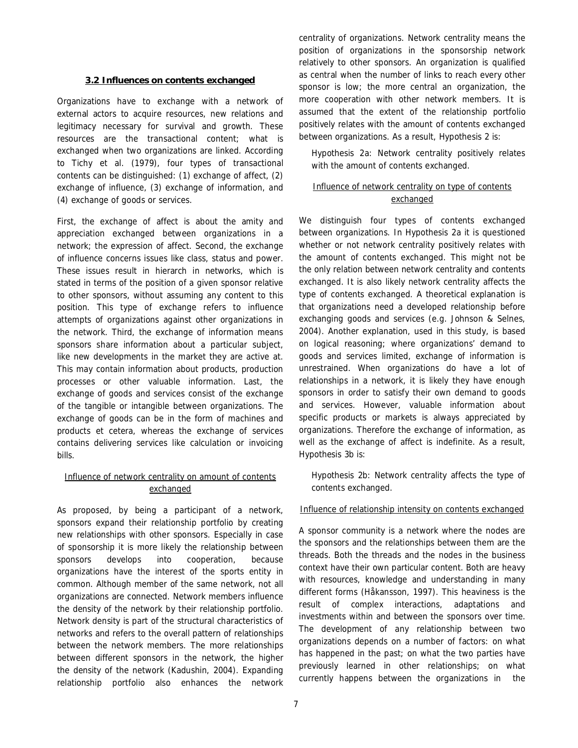### 3.2 Influences on contents exchanged

Organizations have to exchange with a network of external actors to acquire resources, new relations and legitimacy necessary for survival and growth. These resources are the transactional content; what is exchanged when two organizations are linked. According to Tichy et al. (1979), four types of transactional contents can be distinguished: (1) exchange of affect, (2) exchange of influence, (3) exchange of information, and (4) exchange of goods or services.

First, the exchange of affect is about the amity and appreciation exchanged between organizations in a network; the expression of affect. Second, the exchange of influence concerns issues like class, status and power. These issues result in hierarch in networks, which is stated in terms of the position of a given sponsor relative to other sponsors, without assuming any content to this position. This type of exchange refers to influence attempts of organizations against other organizations in the network. Third, the exchange of information means sponsors share information about a particular subject, like new developments in the market they are active at. This may contain information about products, production processes or other valuable information. Last, the exchange of goods and services consist of the exchange of the tangible or intangible between organizations. The exchange of goods can be in the form of machines and products et cetera, whereas the exchange of services contains delivering services like calculation or invoicing bills.

Influence of network centrality on amount of contents exchanged

As proposed, by being a participant of a network, sponsors expand their relationship portfolio by creating new relationships with other sponsors. Especially in case of sponsorship it is more likely the relationship between sponsors develops into cooperation, because organizations have the interest of the sports entity in common. Although member of the same network, not all organizations are connected. Network members influence the density of the network by their relationship portfolio. Network density is part of the structural characteristics of networks and refers to the overall pattern of relationships between the network members. The more relationships between different sponsors in the network, the higher the density of the network (Kadushin, 2004). Expanding relationship portfolio also enhances the network centrality of organizations. Network centrality means the position of organizations in the sponsorship network relatively to other sponsors. An organization is qualified as central when the number of links to reach every other sponsor is low; the more central an organization, the more cooperation with other network members. It is assumed that the extent of the relationship portfolio positively relates with the amount of contents exchanged between organizations. As a result, Hypothesis 2 is:

> Hypothesis 2a: Network centrality positively relates with the amount of contents exchanged.

Influence of network centrality on type of contents exchanged

We distinguish four types of contents exchanged between organizations. In Hypothesis 2a it is questioned whether or not network centrality positively relates with the amount of contents exchanged. This might not be the only relation between network centrality and contents exchanged. It is also likely network centrality affects the type of contents exchanged. A theoretical explanation is that organizations need a developed relationship before exchanging goods and services (e.g. Johnson & Selnes, 2004). Another explanation, used in this study, is based on logical reasoning; where organizations' demand to goods and services limited, exchange of information is unrestrained. When organizations do have a lot of relationships in a network, it is likely they have enough sponsors in order to satisfy their own demand to goods and services. However, valuable information about specific products or markets is always appreciated by organizations. Therefore the exchange of information, as well as the exchange of affect is indefinite. As a result, Hypothesis 3b is:

> Hypothesis 2b: Network centrality affects the type of contents exchanged.

Influence of relationship intensity on contents exchanged

A sponsor community is a network where the nodes are the sponsors and the relationships between them are the threads. Both the threads and the nodes in the business context have their own particular content. Both are heavy with resources, knowledge and understanding in many different forms (Håkansson, 1997). This heaviness is the result of complex interactions, adaptations and investments within and between the sponsors over time. The development of any relationship between two organizations depends on a number of factors: on what has happened in the past; on what the two parties have previously learned in other relationships; on what currently happens between the organizations in the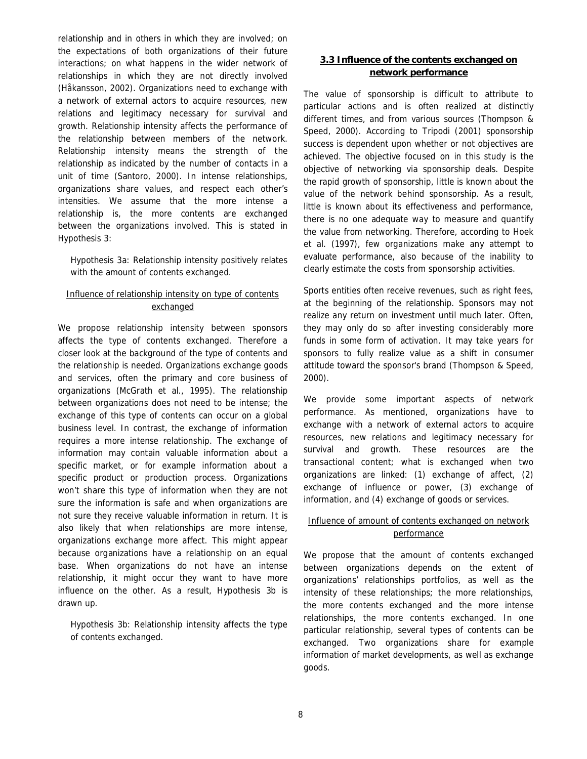relationship and in others in which they are involved; on the expectations of both organizations of their future interactions; on what happens in the wider network of relationships in which they are not directly involved (Håkansson, 2002). Organizations need to exchange with a network of external actors to acquire resources, new relations and legitimacy necessary for survival and growth. Relationship intensity affects the performance of the relationship between members of the network. Relationship intensity means the strength of the relationship as indicated by the number of contacts in a unit of time (Santoro, 2000). In intense relationships, organizations share values, and respect each other's intensities. We assume that the more intense a relationship is, the more contents are exchanged between the organizations involved. This is stated in Hypothesis 3:

> Hypothesis 3a: Relationship intensity positively relates with the amount of contents exchanged.

<u>Influence of relationship intensity on type of contents exchanged</u>

We propose relationship intensity between sponsors affects the type of contents exchanged. Therefore a closer look at the background of the type of contents and the relationship is needed. Organizations exchange goods and services, often the primary and core business of organizations (McGrath et al., 1995). The relationship between organizations does not need to be intense; the exchange of this type of contents can occur on a global business level. In contrast, the exchange of information requires a more intense relationship. The exchange of information may contain valuable information about a specific market, or for example information about a specific product or production process. Organizations won't share this type of information when they are not sure the information is safe and when organizations are not sure they receive valuable information in return. It is also likely that when relationships are more intense, organizations exchange more affect. This might appear because organizations have a relationship on an equal base. When organizations do not have an intense relationship, it might occur they want to have more influence on the other. As a result, Hypothesis 3b is drawn up.

> Hypothesis 3b: Relationship intensity affects the type of contents exchanged.

### 3.3 Influence of the contents exchanged on network performance

The value of sponsorship is difficult to attribute to particular actions and is often realized at distinctly different times, and from various sources (Thompson & Speed, 2000). According to Tripodi (2001) sponsorship success is dependent upon whether or not objectives are achieved. The objective focused on in this study is the objective of networking via sponsorship deals. Despite the rapid growth of sponsorship, little is known about the value of the network behind sponsorship. As a result, little is known about its effectiveness and performance, there is no one adequate way to measure and quantify the value from networking. Therefore, according to Hoek et al. (1997), few organizations make any attempt to evaluate performance, also because of the inability to clearly estimate the costs from sponsorship activities.

Sports entities often receive revenues, such as right fees, at the beginning of the relationship. Sponsors may not realize any return on investment until much later. Often, they may only do so after investing considerably more funds in some form of activation. It may take years for sponsors to fully realize value as a shift in consumer attitude toward the sponsor's brand (Thompson & Speed, 2000).

We provide some important aspects of network performance. As mentioned, organizations have to exchange with a network of external actors to acquire resources, new relations and legitimacy necessary for survival and growth. These resources are the transactional content; what is exchanged when two organizations are linked: (1) exchange of affect, (2) exchange of influence or power, (3) exchange of information, and (4) exchange of goods or services.

<u>Influence of amount of contents exchanged on network performance</u>

We propose that the amount of contents exchanged between organizations depends on the extent of organizations' relationships portfolios, as well as the intensity of these relationships; the more relationships, the more contents exchanged and the more intense relationships, the more contents exchanged. In one particular relationship, several types of contents can be exchanged. Two organizations share for example information of market developments, as well as exchange goods.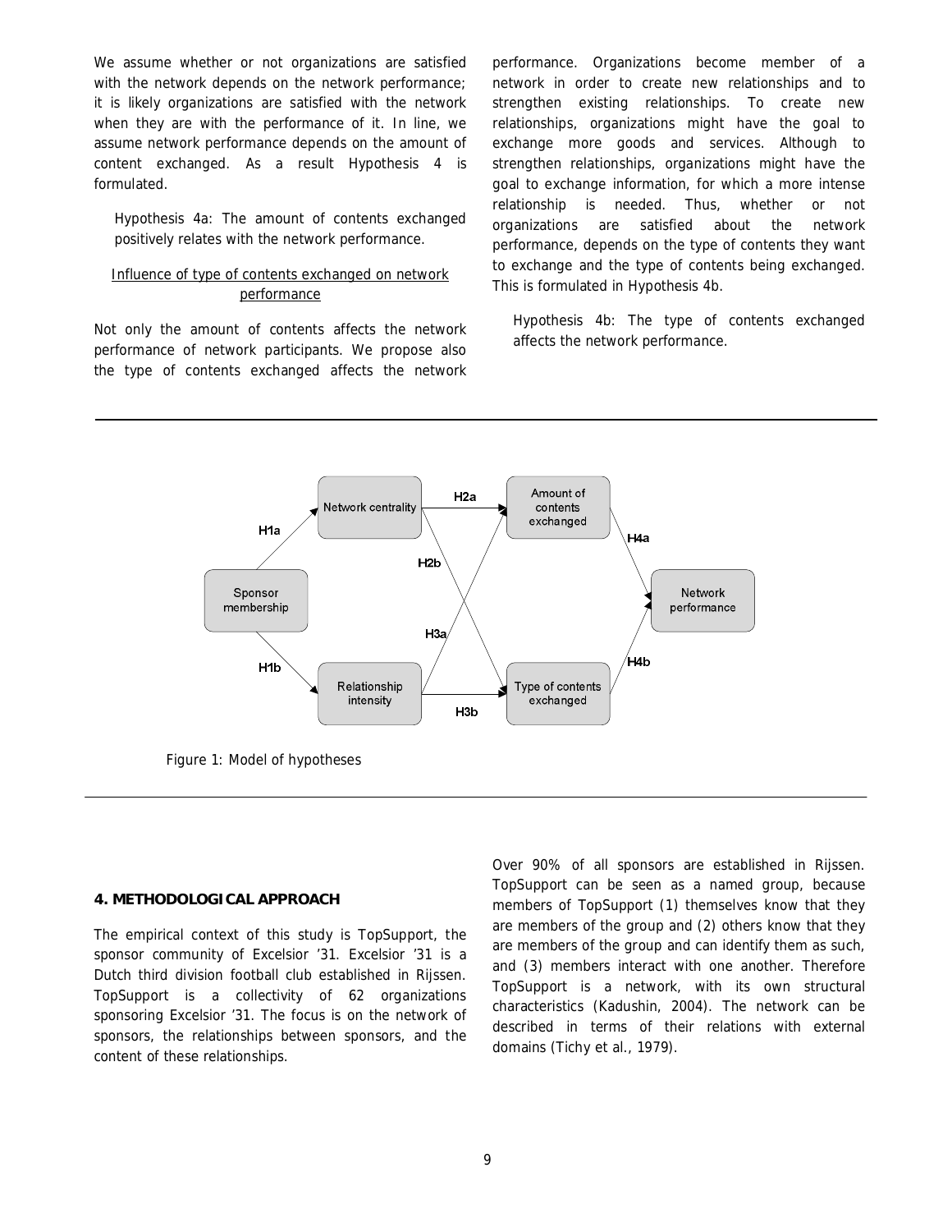We assume whether or not organizations are satisfied with the network depends on the network performance; it is likely organizations are satisfied with the network when they are with the performance of it. In line, we assume network performance depends on the amount of content exchanged. As a result Hypothesis 4 is formulated.

> Hypothesis 4a: The amount of contents exchanged positively relates with the network performance.

<u>Influence of type of contents exchanged on network performance</u>

Not only the amount of contents affects the network performance of network participants. We propose also the type of contents exchanged affects the network performance. Organizations become member of a network in order to create new relationships and to strengthen existing relationships. To create new relationships, organizations might have the goal to exchange more goods and services. Although to strengthen relationships, organizations might have the goal to exchange information, for which a more intense relationship is needed. Thus, whether or not organizations are satisfied about the network performance, depends on the type of contents they want to exchange and the type of contents being exchanged. This is formulated in Hypothesis 4b.

> Hypothesis 4b: The type of contents exchanged affects the network performance.

Figure 1: Model of hypotheses

## 4. METHODOLOGICAL APPROACH

The empirical context of this study is TopSupport, the sponsor community of Excelsior '31. Excelsior '31 is a Dutch third division football club established in Rijssen. TopSupport is a collectivity of 62 organizations sponsoring Excelsior '31. The focus is on the network of sponsors, the relationships between sponsors, and the content of these relationships.

Over 90% of all sponsors are established in Rijssen. TopSupport can be seen as a named group, because members of TopSupport (1) themselves know that they are members of the group and (2) others know that they are members of the group and can identify them as such, and (3) members interact with one another. Therefore TopSupport is a network, with its own structural characteristics (Kadushin, 2004). The network can be described in terms of their relations with external domains (Tichy et al., 1979).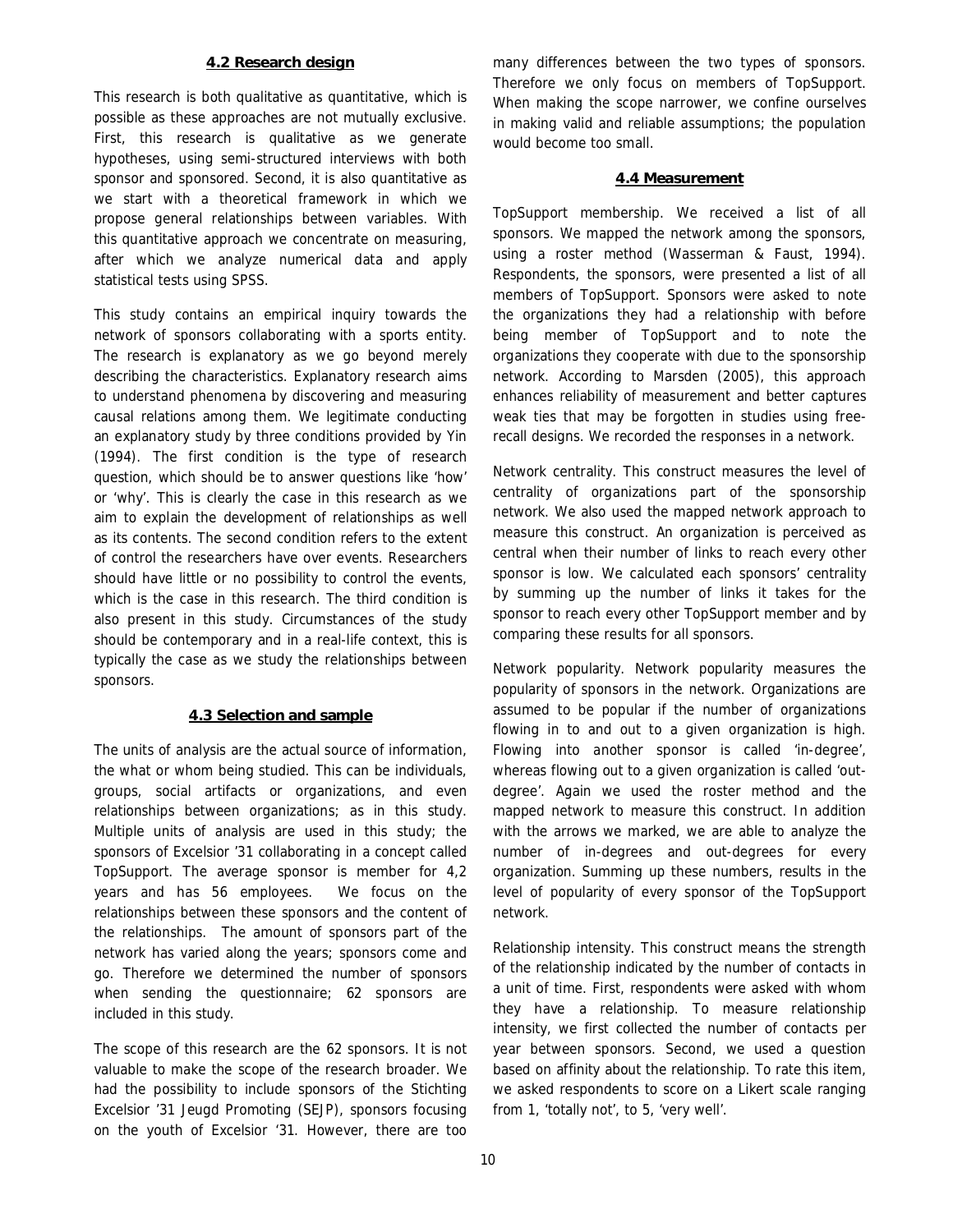### 4.2 Research design

This research is both qualitative as quantitative, which is possible as these approaches are not mutually exclusive. First, this research is qualitative as we generate hypotheses, using semi-structured interviews with both sponsor and sponsored. Second, it is also quantitative as we start with a theoretical framework in which we propose general relationships between variables. With this quantitative approach we concentrate on measuring, after which we analyze numerical data and apply statistical tests using SPSS.

This study contains an empirical inquiry towards the network of sponsors collaborating with a sports entity. The research is explanatory as we go beyond merely describing the characteristics. Explanatory research aims to understand phenomena by discovering and measuring causal relations among them. We legitimate conducting an explanatory study by three conditions provided by Yin (1994). The first condition is the type of research question, which should be to answer questions like 'how' or 'why'. This is clearly the case in this research as we aim to explain the development of relationships as well as its contents. The second condition refers to the extent of control the researchers have over events. Researchers should have little or no possibility to control the events, which is the case in this research. The third condition is also present in this study. Circumstances of the study should be contemporary and in a real-life context, this is typically the case as we study the relationships between sponsors.

### 4.3 Selection and sample

The units of analysis are the actual source of information, the what or whom being studied. This can be individuals, groups, social artifacts or organizations, and even relationships between organizations; as in this study. Multiple units of analysis are used in this study; the sponsors of Excelsior '31 collaborating in a concept called TopSupport. The average sponsor is member for 4,2 years and has 56 employees. We focus on the relationships between these sponsors and the content of the relationships. The amount of sponsors part of the network has varied along the years; sponsors come and go. Therefore we determined the number of sponsors when sending the questionnaire; 62 sponsors are included in this study.

The scope of this research are the 62 sponsors. It is not valuable to make the scope of the research broader. We had the possibility to include sponsors of the Stichting Excelsior '31 Jeugd Promoting (SEJP), sponsors focusing on the youth of Excelsior '31. However, there are too many differences between the two types of sponsors. Therefore we only focus on members of TopSupport. When making the scope narrower, we confine ourselves in making valid and reliable assumptions; the population would become too small.

### 4.4 Measurement

TopSupport membership. We received a list of all sponsors. We mapped the network among the sponsors, using a roster method (Wasserman & Faust, 1994). Respondents, the sponsors, were presented a list of all members of TopSupport. Sponsors were asked to note the organizations they had a relationship with before being member of TopSupport and to note the organizations they cooperate with due to the sponsorship network. According to Marsden (2005), this approach enhances reliability of measurement and better captures weak ties that may be forgotten in studies using free-recall designs. We recorded the responses in a network.

Network centrality. This construct measures the level of centrality of organizations part of the sponsorship network. We also used the mapped network approach to measure this construct. An organization is perceived as central when their number of links to reach every other sponsor is low. We calculated each sponsors' centrality by summing up the number of links it takes for the sponsor to reach every other TopSupport member and by comparing these results for all sponsors.

Network popularity. Network popularity measures the popularity of sponsors in the network. Organizations are assumed to be popular if the number of organizations flowing in to and out to a given organization is high. Flowing into another sponsor is called 'in-degree', whereas flowing out to a given organization is called 'out-degree'. Again we used the roster method and the mapped network to measure this construct. In addition with the arrows we marked, we are able to analyze the number of in-degrees and out-degrees for every organization. Summing up these numbers, results in the level of popularity of every sponsor of the TopSupport network.

Relationship intensity. This construct means the strength of the relationship indicated by the number of contacts in a unit of time. First, respondents were asked with whom they have a relationship. To measure relationship intensity, we first collected the number of contacts per year between sponsors. Second, we used a question based on affinity about the relationship. To rate this item, we asked respondents to score on a Likert scale ranging from 1, 'totally not', to 5, 'very well'.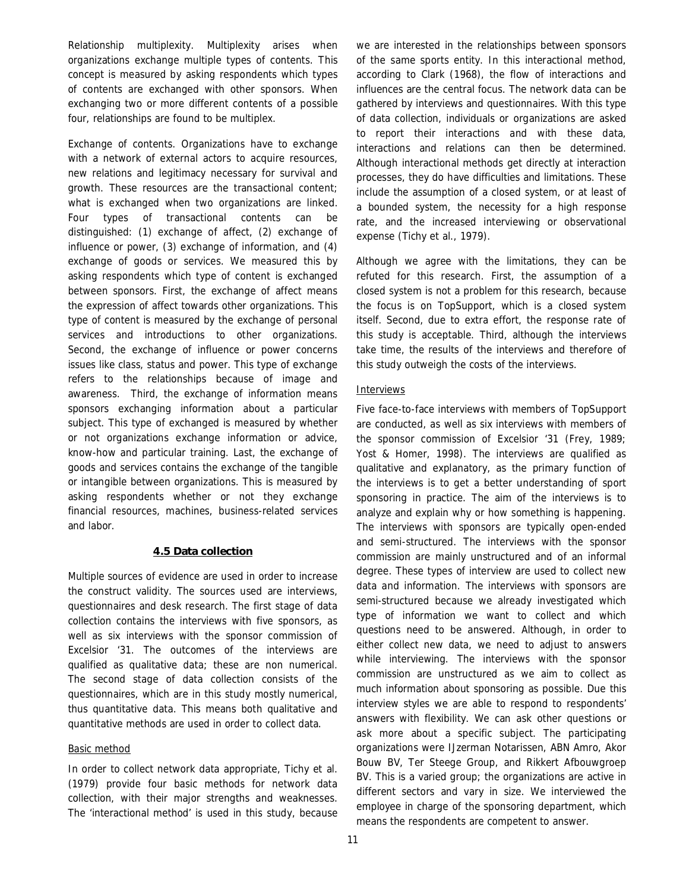Relationship multiplexity. Multiplexity arises when organizations exchange multiple types of contents. This concept is measured by asking respondents which types of contents are exchanged with other sponsors. When exchanging two or more different contents of a possible four, relationships are found to be multiplex.

Exchange of contents. Organizations have to exchange with a network of external actors to acquire resources, new relations and legitimacy necessary for survival and growth. These resources are the transactional content; what is exchanged when two organizations are linked. Four types of transactional contents can be distinguished: (1) exchange of affect, (2) exchange of influence or power, (3) exchange of information, and (4) exchange of goods or services. We measured this by asking respondents which type of content is exchanged between sponsors. First, the exchange of affect means the expression of affect towards other organizations. This type of content is measured by the exchange of personal services and introductions to other organizations. Second, the exchange of influence or power concerns issues like class, status and power. This type of exchange refers to the relationships because of image and awareness. Third, the exchange of information means sponsors exchanging information about a particular subject. This type of exchanged is measured by whether or not organizations exchange information or advice, know-how and particular training. Last, the exchange of goods and services contains the exchange of the tangible or intangible between organizations. This is measured by asking respondents whether or not they exchange financial resources, machines, business-related services and labor.

## 4.5 Data collection

Multiple sources of evidence are used in order to increase the construct validity. The sources used are interviews, questionnaires and desk research. The first stage of data collection contains the interviews with five sponsors, as well as six interviews with the sponsor commission of Excelsior '31. The outcomes of the interviews are qualified as qualitative data; these are non numerical. The second stage of data collection consists of the questionnaires, which are in this study mostly numerical, thus quantitative data. This means both qualitative and quantitative methods are used in order to collect data.

### Basic method

In order to collect network data appropriate, Tichy et al. (1979) provide four basic methods for network data collection, with their major strengths and weaknesses. The 'interactional method' is used in this study, because we are interested in the relationships between sponsors of the same sports entity. In this interactional method, according to Clark (1968), the flow of interactions and influences are the central focus. The network data can be gathered by interviews and questionnaires. With this type of data collection, individuals or organizations are asked to report their interactions and with these data, interactions and relations can then be determined. Although interactional methods get directly at interaction processes, they do have difficulties and limitations. These include the assumption of a closed system, or at least of a bounded system, the necessity for a high response rate, and the increased interviewing or observational expense (Tichy et al., 1979).

Although we agree with the limitations, they can be refuted for this research. First, the assumption of a closed system is not a problem for this research, because the focus is on TopSupport, which is a closed system itself. Second, due to extra effort, the response rate of this study is acceptable. Third, although the interviews take time, the results of the interviews and therefore of this study outweigh the costs of the interviews.

### Interviews

Five face-to-face interviews with members of TopSupport are conducted, as well as six interviews with members of the sponsor commission of Excelsior '31 (Frey, 1989; Yost & Homer, 1998). The interviews are qualified as qualitative and explanatory, as the primary function of the interviews is to get a better understanding of sport sponsoring in practice. The aim of the interviews is to analyze and explain why or how something is happening. The interviews with sponsors are typically open-ended and semi-structured. The interviews with the sponsor commission are mainly unstructured and of an informal degree. These types of interview are used to collect new data and information. The interviews with sponsors are semi-structured because we already investigated which type of information we want to collect and which questions need to be answered. Although, in order to either collect new data, we need to adjust to answers while interviewing. The interviews with the sponsor commission are unstructured as we aim to collect as much information about sponsoring as possible. Due this interview styles we are able to respond to respondents' answers with flexibility. We can ask other questions or ask more about a specific subject. The participating organizations were IJzerman Notarissen, ABN Amro, Akor Bouw BV, Ter Steege Group, and Rikkert Afbouwgroep BV. This is a varied group; the organizations are active in different sectors and vary in size. We interviewed the employee in charge of the sponsoring department, which means the respondents are competent to answer.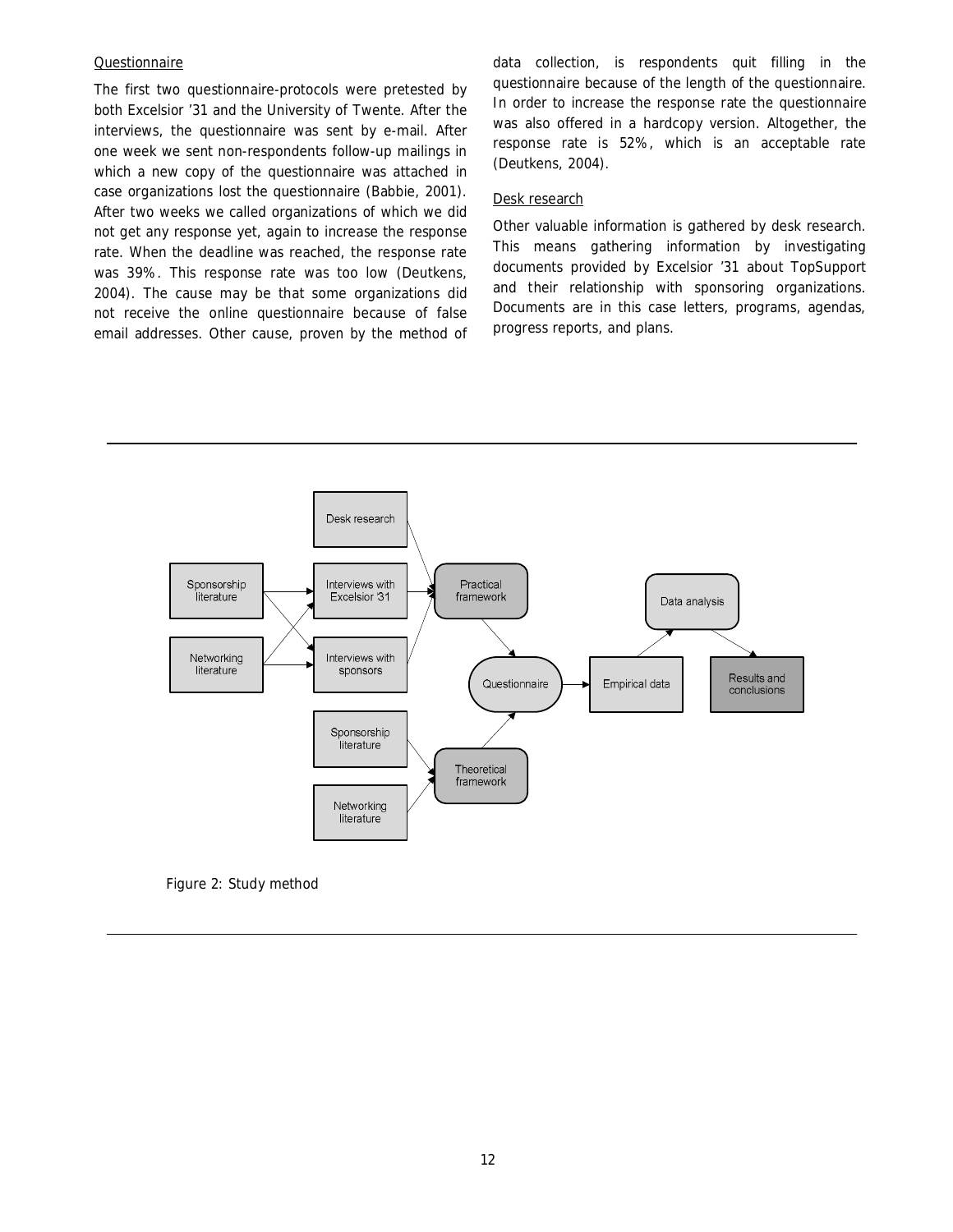#### Questionnaire

The first two questionnaire-protocols were pretested by both Excelsior '31 and the University of Twente. After the interviews, the questionnaire was sent by e-mail. After one week we sent non-respondents follow-up mailings in which a new copy of the questionnaire was attached in case organizations lost the questionnaire (Babbie, 2001). After two weeks we called organizations of which we did not get any response yet, again to increase the response rate. When the deadline was reached, the response rate was 39%. This response rate was too low (Deutkens, 2004). The cause may be that some organizations did not receive the online questionnaire because of false email addresses. Other cause, proven by the method of data collection, is respondents quit filling in the questionnaire because of the length of the questionnaire. In order to increase the response rate the questionnaire was also offered in a hardcopy version. Altogether, the response rate is 52%, which is an acceptable rate (Deutkens, 2004).

#### Desk research

Other valuable information is gathered by desk research. This means gathering information by investigating documents provided by Excelsior '31 about TopSupport and their relationship with sponsoring organizations. Documents are in this case letters, programs, agendas, progress reports, and plans.

Figure 2: Study method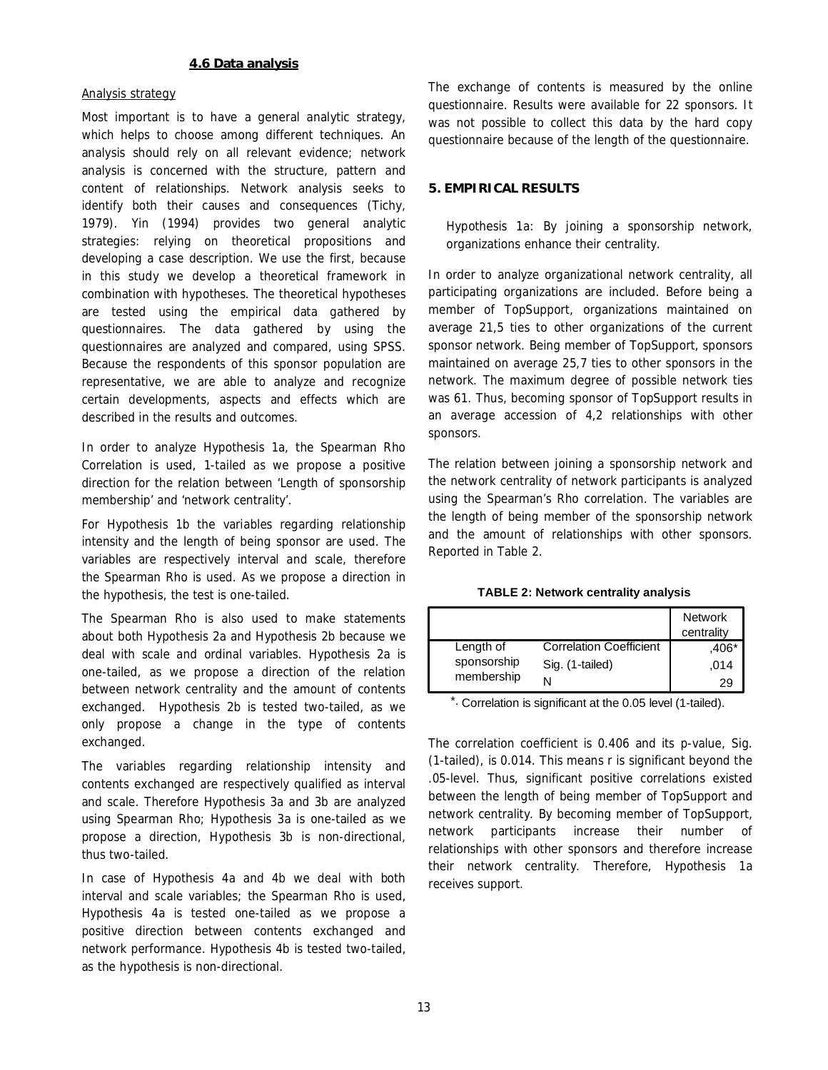### 4.6 Data analysis

Analysis strategy

Most important is to have a general analytic strategy, which helps to choose among different techniques. An analysis should rely on all relevant evidence; network analysis is concerned with the structure, pattern and content of relationships. Network analysis seeks to identify both their causes and consequences (Tichy, 1979). Yin (1994) provides two general analytic strategies: relying on theoretical propositions and developing a case description. We use the first, because in this study we develop a theoretical framework in combination with hypotheses. The theoretical hypotheses are tested using the empirical data gathered by questionnaires. The data gathered by using the questionnaires are analyzed and compared, using SPSS. Because the respondents of this sponsor population are representative, we are able to analyze and recognize certain developments, aspects and effects which are described in the results and outcomes.

In order to analyze Hypothesis 1a, the Spearman Rho Correlation is used, 1-tailed as we propose a positive direction for the relation between 'Length of sponsorship membership' and 'network centrality'.

For Hypothesis 1b the variables regarding relationship intensity and the length of being sponsor are used. The variables are respectively interval and scale, therefore the Spearman Rho is used. As we propose a direction in the hypothesis, the test is one-tailed.

The Spearman Rho is also used to make statements about both Hypothesis 2a and Hypothesis 2b because we deal with scale and ordinal variables. Hypothesis 2a is one-tailed, as we propose a direction of the relation between network centrality and the amount of contents exchanged. Hypothesis 2b is tested two-tailed, as we only propose a change in the type of contents exchanged.

The variables regarding relationship intensity and contents exchanged are respectively qualified as interval and scale. Therefore Hypothesis 3a and 3b are analyzed using Spearman Rho; Hypothesis 3a is one-tailed as we propose a direction, Hypothesis 3b is non-directional, thus two-tailed.

In case of Hypothesis 4a and 4b we deal with both interval and scale variables; the Spearman Rho is used, Hypothesis 4a is tested one-tailed as we propose a positive direction between contents exchanged and network performance. Hypothesis 4b is tested two-tailed, as the hypothesis is non-directional.

The exchange of contents is measured by the online questionnaire. Results were available for 22 sponsors. It was not possible to collect this data by the hard copy questionnaire because of the length of the questionnaire.

## 5. EMPIRICAL RESULTS

*Hypothesis 1a: By joining a sponsorship network, organizations enhance their centrality.*

In order to analyze organizational network centrality, all participating organizations are included. Before being a member of TopSupport, organizations maintained on average 21,5 ties to other organizations of the current sponsor network. Being member of TopSupport, sponsors maintained on average 25,7 ties to other sponsors in the network. The maximum degree of possible network ties was 61. Thus, becoming sponsor of TopSupport results in an average accession of 4,2 relationships with other sponsors.

The relation between joining a sponsorship network and the network centrality of network participants is analyzed using the Spearman's Rho correlation. The variables are the length of being member of the sponsorship network and the amount of relationships with other sponsors. Reported in Table 2.

**TABLE 2: Network centrality analysis**

| | | Network centrality |
|---|---|---|
| Length of sponsorship membership | Correlation Coefficient | ,406* |
| | Sig. (1-tailed) | ,014 |
| | N | 29 |

*. Correlation is significant at the 0.05 level (1-tailed).

The correlation coefficient is 0.406 and its p-value, Sig. (1-tailed), is 0.014. This means r is significant beyond the .05-level. Thus, significant positive correlations existed between the length of being member of TopSupport and network centrality. By becoming member of TopSupport, network participants increase their number of relationships with other sponsors and therefore increase their network centrality. Therefore, Hypothesis 1a receives support.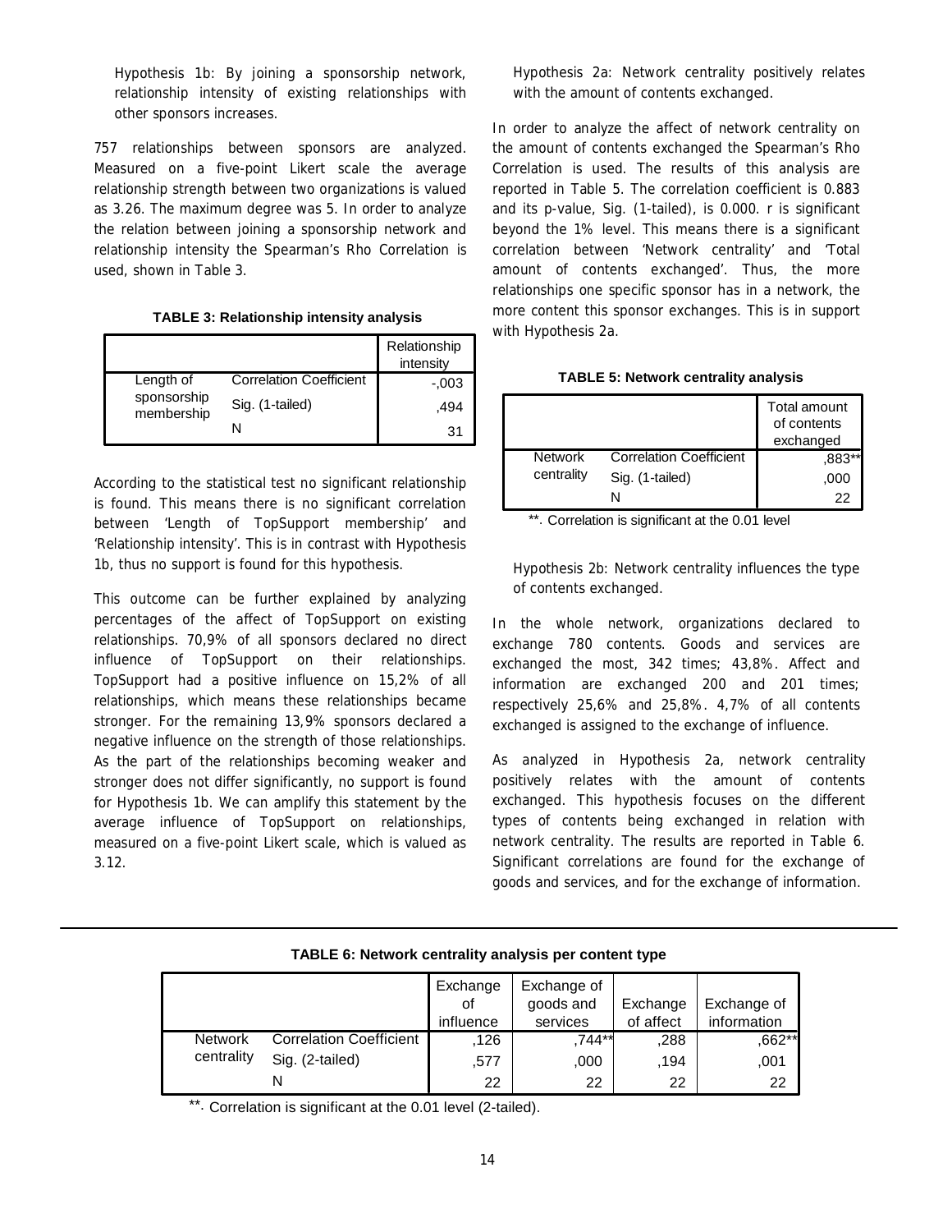Hypothesis 1b: By joining a sponsorship network, relationship intensity of existing relationships with other sponsors increases.

757 relationships between sponsors are analyzed. Measured on a five-point Likert scale the average relationship strength between two organizations is valued as 3.26. The maximum degree was 5. In order to analyze the relation between joining a sponsorship network and relationship intensity the Spearman's Rho Correlation is used, shown in Table 3.

**TABLE 3: Relationship intensity analysis**

| | | Relationship intensity |
|---|---|---|
| Length of sponsorship membership | Correlation Coefficient | -,003 |
| | Sig. (1-tailed) | ,494 |
| | N | 31 |

According to the statistical test no significant relationship is found. This means there is no significant correlation between 'Length of TopSupport membership' and 'Relationship intensity'. This is in contrast with Hypothesis 1b, thus no support is found for this hypothesis.

This outcome can be further explained by analyzing percentages of the affect of TopSupport on existing relationships. 70,9% of all sponsors declared no direct influence of TopSupport on their relationships. TopSupport had a positive influence on 15,2% of all relationships, which means these relationships became stronger. For the remaining 13,9% sponsors declared a negative influence on the strength of those relationships. As the part of the relationships becoming weaker and stronger does not differ significantly, no support is found for Hypothesis 1b. We can amplify this statement by the average influence of TopSupport on relationships, measured on a five-point Likert scale, which is valued as 3.12.

Hypothesis 2a: Network centrality positively relates with the amount of contents exchanged.

In order to analyze the affect of network centrality on the amount of contents exchanged the Spearman's Rho Correlation is used. The results of this analysis are reported in Table 5. The correlation coefficient is 0.883 and its p-value, Sig. (1-tailed), is 0.000. r is significant beyond the 1% level. This means there is a significant correlation between 'Network centrality' and 'Total amount of contents exchanged'. Thus, the more relationships one specific sponsor has in a network, the more content this sponsor exchanges. This is in support with Hypothesis 2a.

**TABLE 5: Network centrality analysis**

| | | Total amount of contents exchanged |
|---|---|---|
| Network centrality | Correlation Coefficient | ,883** |
| | Sig. (1-tailed) | ,000 |
| | N | 22 |

**. Correlation is significant at the 0.01 level

Hypothesis 2b: Network centrality influences the type of contents exchanged.

In the whole network, organizations declared to exchange 780 contents. Goods and services are exchanged the most, 342 times; 43,8%. Affect and information are exchanged 200 and 201 times; respectively 25,6% and 25,8%. 4,7% of all contents exchanged is assigned to the exchange of influence.

As analyzed in Hypothesis 2a, network centrality positively relates with the amount of contents exchanged. This hypothesis focuses on the different types of contents being exchanged in relation with network centrality. The results are reported in Table 6. Significant correlations are found for the exchange of goods and services, and for the exchange of information.

**TABLE 6: Network centrality analysis per content type**

| | | Exchange of influence | Exchange of goods and services | Exchange of affect | Exchange of information |
|---|---|---|---|---|---|
| Network centrality | Correlation Coefficient | ,126 | ,744** | ,288 | ,662** |
| | Sig. (2-tailed) | ,577 | ,000 | ,194 | ,001 |
| | N | 22 | 22 | 22 | 22 |

**. Correlation is significant at the 0.01 level (2-tailed).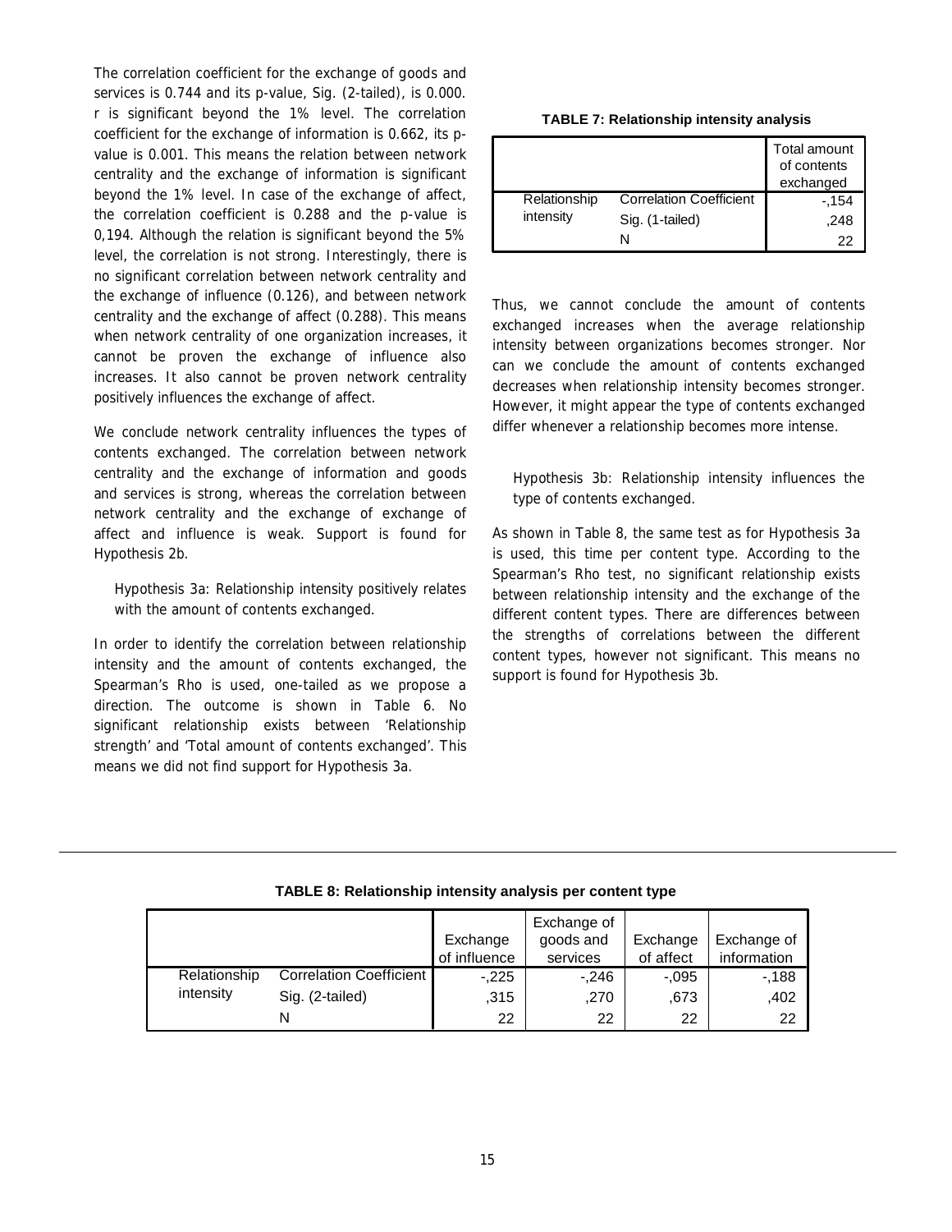The correlation coefficient for the exchange of goods and services is 0.744 and its p-value, Sig. (2-tailed), is 0.000. r is significant beyond the 1% level. The correlation coefficient for the exchange of information is 0.662, its p-value is 0.001. This means the relation between network centrality and the exchange of information is significant beyond the 1% level. In case of the exchange of affect, the correlation coefficient is 0.288 and the p-value is 0,194. Although the relation is significant beyond the 5% level, the correlation is not strong. Interestingly, there is no significant correlation between network centrality and the exchange of influence (0.126), and between network centrality and the exchange of affect (0.288). This means when network centrality of one organization increases, it cannot be proven the exchange of influence also increases. It also cannot be proven network centrality positively influences the exchange of affect.

We conclude network centrality influences the types of contents exchanged. The correlation between network centrality and the exchange of information and goods and services is strong, whereas the correlation between network centrality and the exchange of exchange of affect and influence is weak. Support is found for Hypothesis 2b.

> Hypothesis 3a: Relationship intensity positively relates with the amount of contents exchanged.

In order to identify the correlation between relationship intensity and the amount of contents exchanged, the Spearman's Rho is used, one-tailed as we propose a direction. The outcome is shown in Table 6. No significant relationship exists between 'Relationship strength' and 'Total amount of contents exchanged'. This means we did not find support for Hypothesis 3a.

**TABLE 7: Relationship intensity analysis**

| | | Total amount of contents exchanged |
|---|---|---|
| Relationship intensity | Correlation Coefficient | -,154 |
| | Sig. (1-tailed) | ,248 |
| | N | 22 |

Thus, we cannot conclude the amount of contents exchanged increases when the average relationship intensity between organizations becomes stronger. Nor can we conclude the amount of contents exchanged decreases when relationship intensity becomes stronger. However, it might appear the type of contents exchanged differ whenever a relationship becomes more intense.

> Hypothesis 3b: Relationship intensity influences the type of contents exchanged.

As shown in Table 8, the same test as for Hypothesis 3a is used, this time per content type. According to the Spearman's Rho test, no significant relationship exists between relationship intensity and the exchange of the different content types. There are differences between the strengths of correlations between the different content types, however not significant. This means no support is found for Hypothesis 3b.

**TABLE 8: Relationship intensity analysis per content type**

| | | Exchange of influence | Exchange of goods and services | Exchange of affect | Exchange of information |
|---|---|---|---|---|---|
| Relationship intensity | Correlation Coefficient | -,225 | -,246 | -,095 | -,188 |
| | Sig. (2-tailed) | ,315 | ,270 | ,673 | ,402 |
| | N | 22 | 22 | 22 | 22 |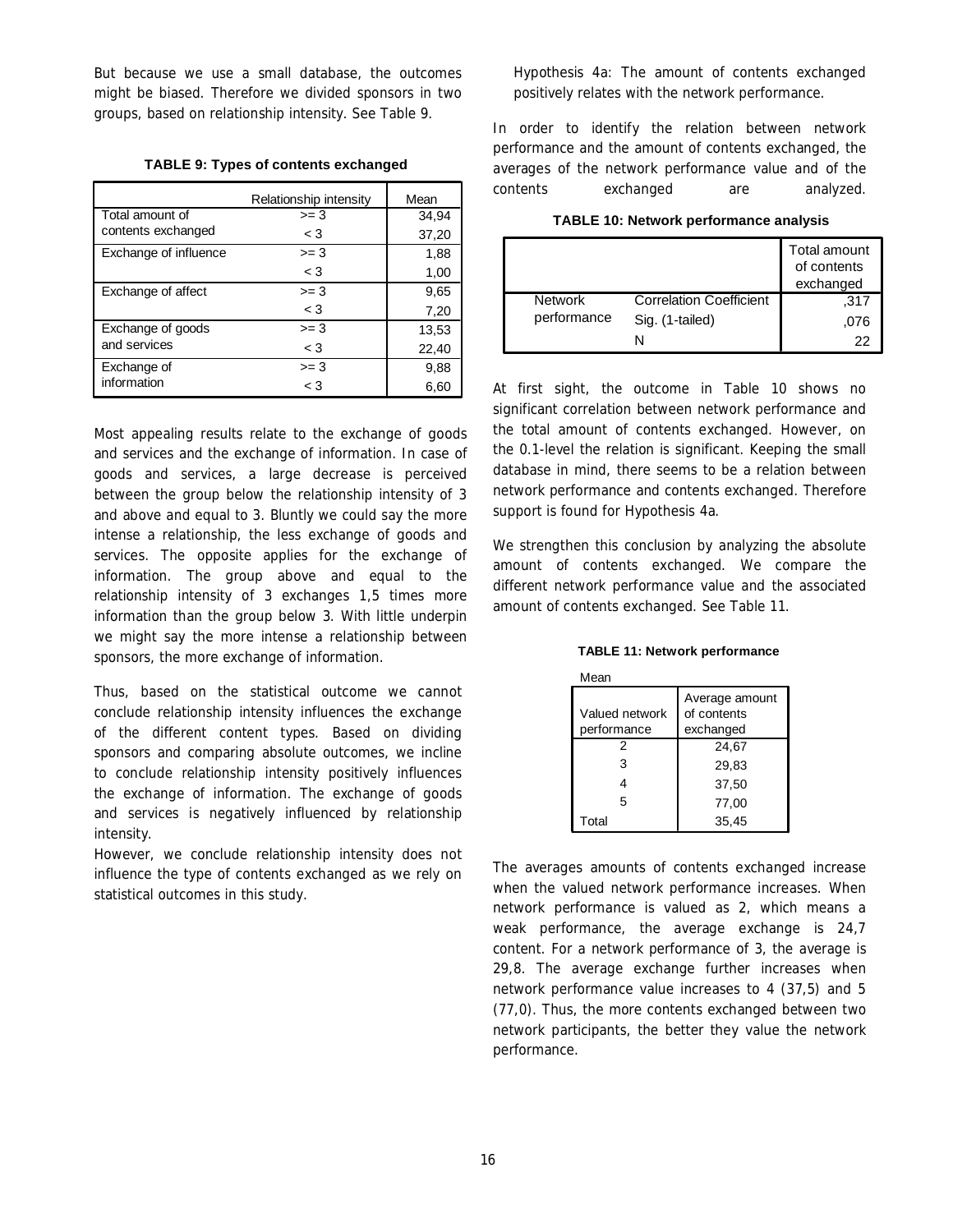But because we use a small database, the outcomes might be biased. Therefore we divided sponsors in two groups, based on relationship intensity. See Table 9.

**TABLE 9: Types of contents exchanged**

| | Relationship intensity | Mean |
|---|---|---|
| Total amount of contents exchanged | >= 3 | 34,94 |
| | < 3 | 37,20 |
| Exchange of influence | >= 3 | 1,88 |
| | < 3 | 1,00 |
| Exchange of affect | >= 3 | 9,65 |
| | < 3 | 7,20 |
| Exchange of goods and services | >= 3 | 13,53 |
| | < 3 | 22,40 |
| Exchange of information | >= 3 | 9,88 |
| | < 3 | 6,60 |

Most appealing results relate to the exchange of goods and services and the exchange of information. In case of goods and services, a large decrease is perceived between the group below the relationship intensity of 3 and above and equal to 3. Bluntly we could say the more intense a relationship, the less exchange of goods and services. The opposite applies for the exchange of information. The group above and equal to the relationship intensity of 3 exchanges 1,5 times more information than the group below 3. With little underpin we might say the more intense a relationship between sponsors, the more exchange of information.

Thus, based on the statistical outcome we cannot conclude relationship intensity influences the exchange of the different content types. Based on dividing sponsors and comparing absolute outcomes, we incline to conclude relationship intensity positively influences the exchange of information. The exchange of goods and services is negatively influenced by relationship intensity.

However, we conclude relationship intensity does not influence the type of contents exchanged as we rely on statistical outcomes in this study.

> Hypothesis 4a: The amount of contents exchanged positively relates with the network performance.

In order to identify the relation between network performance and the amount of contents exchanged, the averages of the network performance value and of the contents exchanged are analyzed.

**TABLE 10: Network performance analysis**

| | | Total amount of contents exchanged |
|---|---|---|
| Network performance | Correlation Coefficient | ,317 |
| | Sig. (1-tailed) | ,076 |
| | N | 22 |

At first sight, the outcome in Table 10 shows no significant correlation between network performance and the total amount of contents exchanged. However, on the 0.1-level the relation is significant. Keeping the small database in mind, there seems to be a relation between network performance and contents exchanged. Therefore support is found for Hypothesis 4a.

We strengthen this conclusion by analyzing the absolute amount of contents exchanged. We compare the different network performance value and the associated amount of contents exchanged. See Table 11.

**TABLE 11: Network performance**

Mean

| Valued network performance | Average amount of contents exchanged |
|---|---|
| 2 | 24,67 |
| 3 | 29,83 |
| 4 | 37,50 |
| 5 | 77,00 |
| Total | 35,45 |

The averages amounts of contents exchanged increase when the valued network performance increases. When network performance is valued as 2, which means a weak performance, the average exchange is 24,7 content. For a network performance of 3, the average is 29,8. The average exchange further increases when network performance value increases to 4 (37,5) and 5 (77,0). Thus, the more contents exchanged between two network participants, the better they value the network performance.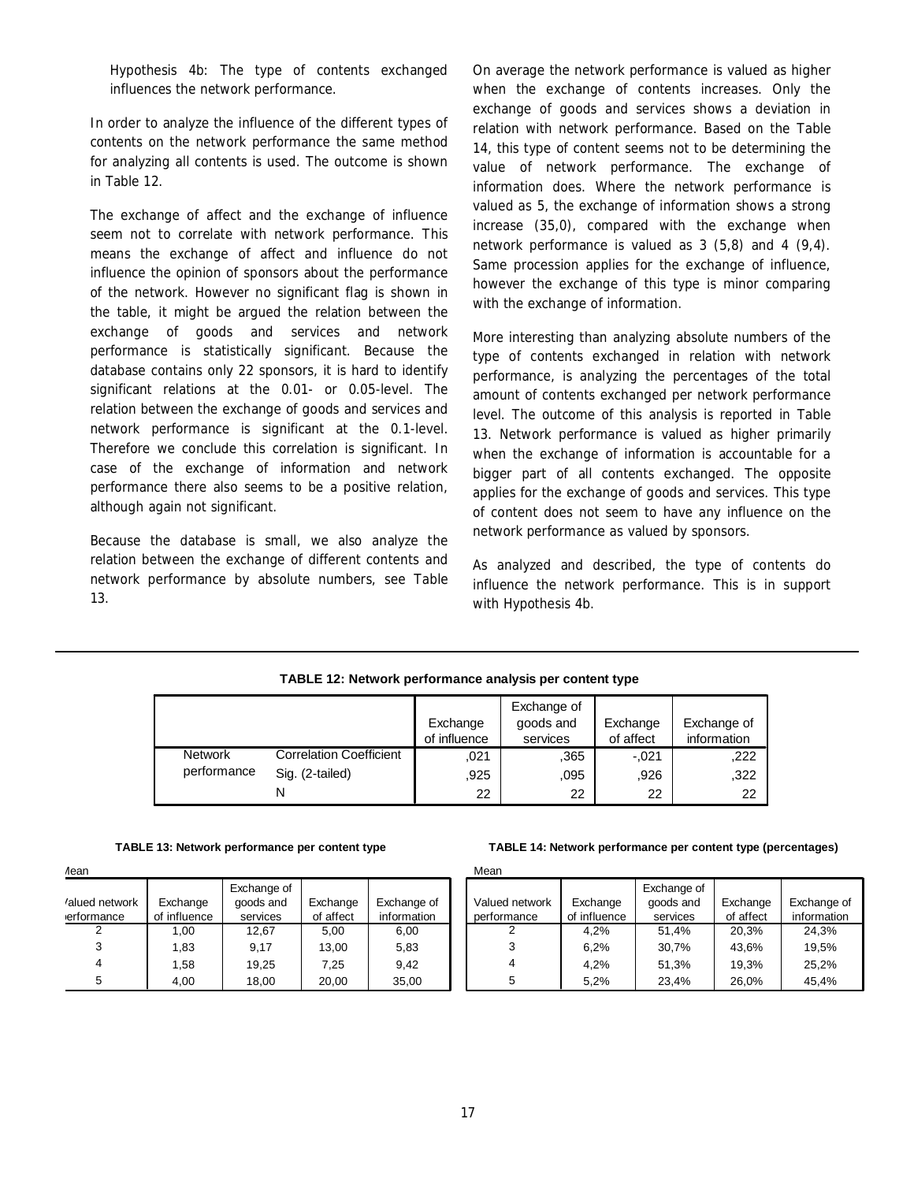Hypothesis 4b: The type of contents exchanged influences the network performance.

In order to analyze the influence of the different types of contents on the network performance the same method for analyzing all contents is used. The outcome is shown in Table 12.

The exchange of affect and the exchange of influence seem not to correlate with network performance. This means the exchange of affect and influence do not influence the opinion of sponsors about the performance of the network. However no significant flag is shown in the table, it might be argued the relation between the exchange of goods and services and network performance is statistically significant. Because the database contains only 22 sponsors, it is hard to identify significant relations at the 0.01- or 0.05-level. The relation between the exchange of goods and services and network performance is significant at the 0.1-level. Therefore we conclude this correlation is significant. In case of the exchange of information and network performance there also seems to be a positive relation, although again not significant.

Because the database is small, we also analyze the relation between the exchange of different contents and network performance by absolute numbers, see Table 13.

On average the network performance is valued as higher when the exchange of contents increases. Only the exchange of goods and services shows a deviation in relation with network performance. Based on the Table 14, this type of content seems not to be determining the value of network performance. The exchange of information does. Where the network performance is valued as 5, the exchange of information shows a strong increase (35,0), compared with the exchange when network performance is valued as 3 (5,8) and 4 (9,4). Same procession applies for the exchange of influence, however the exchange of this type is minor comparing with the exchange of information.

More interesting than analyzing absolute numbers of the type of contents exchanged in relation with network performance, is analyzing the percentages of the total amount of contents exchanged per network performance level. The outcome of this analysis is reported in Table 13. Network performance is valued as higher primarily when the exchange of information is accountable for a bigger part of all contents exchanged. The opposite applies for the exchange of goods and services. This type of content does not seem to have any influence on the network performance as valued by sponsors.

As analyzed and described, the type of contents do influence the network performance. This is in support with Hypothesis 4b.

**TABLE 12: Network performance analysis per content type**

| | | Exchange of influence | Exchange of goods and services | Exchange of affect | Exchange of information |
|---|---|---|---|---|---|
| Network performance | Correlation Coefficient | ,021 | ,365 | -,021 | ,222 |
| | Sig. (2-tailed) | ,925 | ,095 | ,926 | ,322 |
| | N | 22 | 22 | 22 | 22 |

**TABLE 13: Network performance per content type**

Mean

| Valued network performance | Exchange of influence | Exchange of goods and services | Exchange of affect | Exchange of information |
|---|---|---|---|---|
| 2 | 1,00 | 12,67 | 5,00 | 6,00 |
| 3 | 1,83 | 9,17 | 13,00 | 5,83 |
| 4 | 1,58 | 19,25 | 7,25 | 9,42 |
| 5 | 4,00 | 18,00 | 20,00 | 35,00 |

**TABLE 14: Network performance per content type (percentages)**

Mean

| Valued network performance | Exchange of influence | Exchange of goods and services | Exchange of affect | Exchange of information |
|---|---|---|---|---|
| 2 | 4,2% | 51,4% | 20,3% | 24,3% |
| 3 | 6,2% | 30,7% | 43,6% | 19,5% |
| 4 | 4,2% | 51,3% | 19,3% | 25,2% |
| 5 | 5,2% | 23,4% | 26,0% | 45,4% |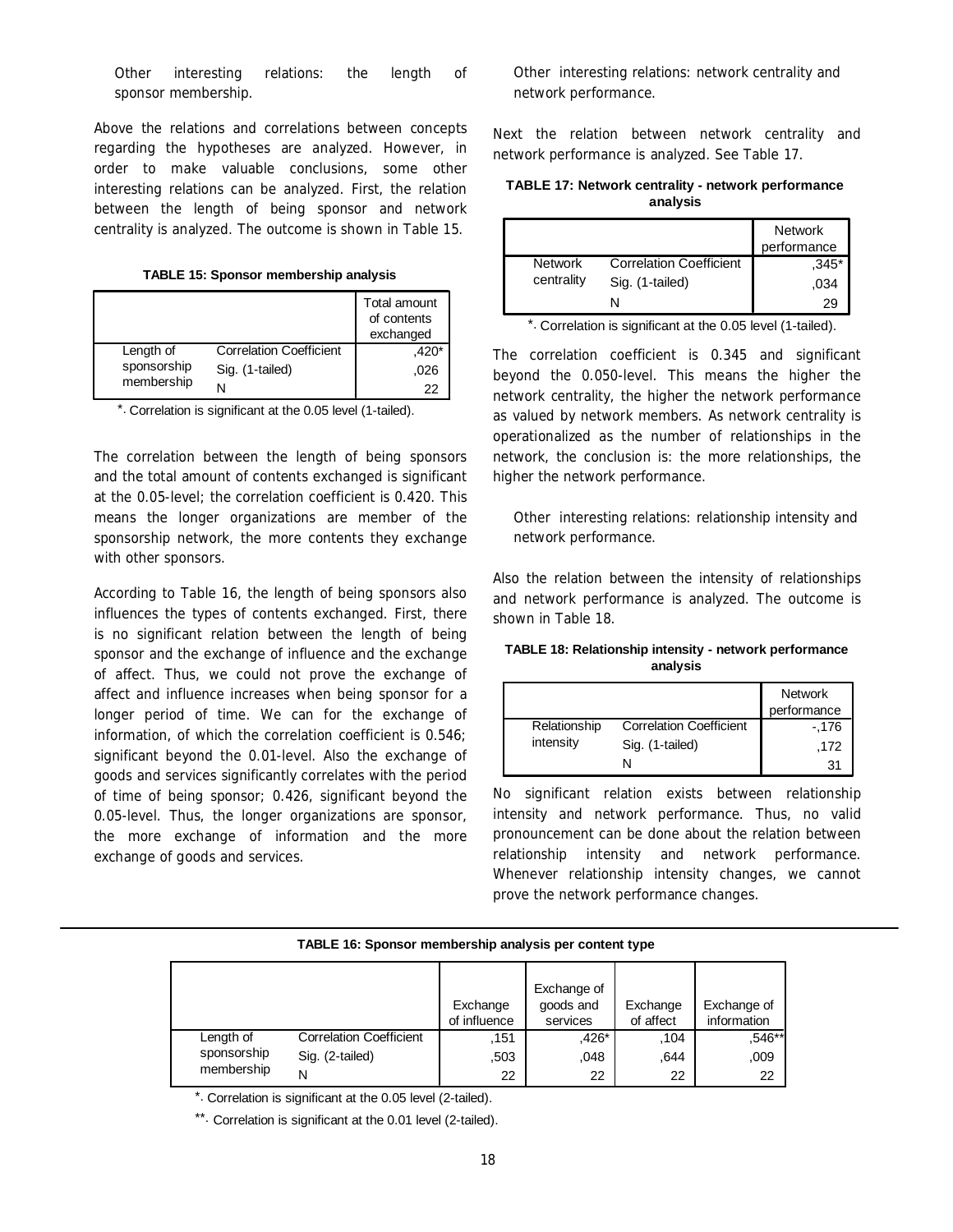Other interesting relations: the length of sponsor membership.

Above the relations and correlations between concepts regarding the hypotheses are analyzed. However, in order to make valuable conclusions, some other interesting relations can be analyzed. First, the relation between the length of being sponsor and network centrality is analyzed. The outcome is shown in Table 15.

**TABLE 15: Sponsor membership analysis**

| | | Total amount of contents exchanged |
|---|---|---|
| Length of sponsorship membership | Correlation Coefficient | ,420* |
| | Sig. (1-tailed) | ,026 |
| | N | 22 |

*. Correlation is significant at the 0.05 level (1-tailed).

The correlation between the length of being sponsors and the total amount of contents exchanged is significant at the 0.05-level; the correlation coefficient is 0.420. This means the longer organizations are member of the sponsorship network, the more contents they exchange with other sponsors.

According to Table 16, the length of being sponsors also influences the types of contents exchanged. First, there is no significant relation between the length of being sponsor and the exchange of influence and the exchange of affect. Thus, we could not prove the exchange of affect and influence increases when being sponsor for a longer period of time. We can for the exchange of information, of which the correlation coefficient is 0.546; significant beyond the 0.01-level. Also the exchange of goods and services significantly correlates with the period of time of being sponsor; 0.426, significant beyond the 0.05-level. Thus, the longer organizations are sponsor, the more exchange of information and the more exchange of goods and services.

Other interesting relations: network centrality and network performance.

Next the relation between network centrality and network performance is analyzed. See Table 17.

**TABLE 17: Network centrality - network performance analysis**

| | | Network performance |
|---|---|---|
| Network centrality | Correlation Coefficient | ,345* |
| | Sig. (1-tailed) | ,034 |
| | N | 29 |

*. Correlation is significant at the 0.05 level (1-tailed).

The correlation coefficient is 0.345 and significant beyond the 0.050-level. This means the higher the network centrality, the higher the network performance as valued by network members. As network centrality is operationalized as the number of relationships in the network, the conclusion is: the more relationships, the higher the network performance.

Other interesting relations: relationship intensity and network performance.

Also the relation between the intensity of relationships and network performance is analyzed. The outcome is shown in Table 18.

**TABLE 18: Relationship intensity - network performance analysis**

| | | Network performance |
|---|---|---|
| Relationship intensity | Correlation Coefficient | -,176 |
| | Sig. (1-tailed) | ,172 |
| | N | 31 |

No significant relation exists between relationship intensity and network performance. Thus, no valid pronouncement can be done about the relation between relationship intensity and network performance. Whenever relationship intensity changes, we cannot prove the network performance changes.

**TABLE 16: Sponsor membership analysis per content type**

| | | Exchange of influence | Exchange of goods and services | Exchange of affect | Exchange of information |
|---|---|---|---|---|---|
| Length of sponsorship membership | Correlation Coefficient | ,151 | ,426* | ,104 | ,546** |
| | Sig. (2-tailed) | ,503 | ,048 | ,644 | ,009 |
| | N | 22 | 22 | 22 | 22 |

*. Correlation is significant at the 0.05 level (2-tailed).

**. Correlation is significant at the 0.01 level (2-tailed).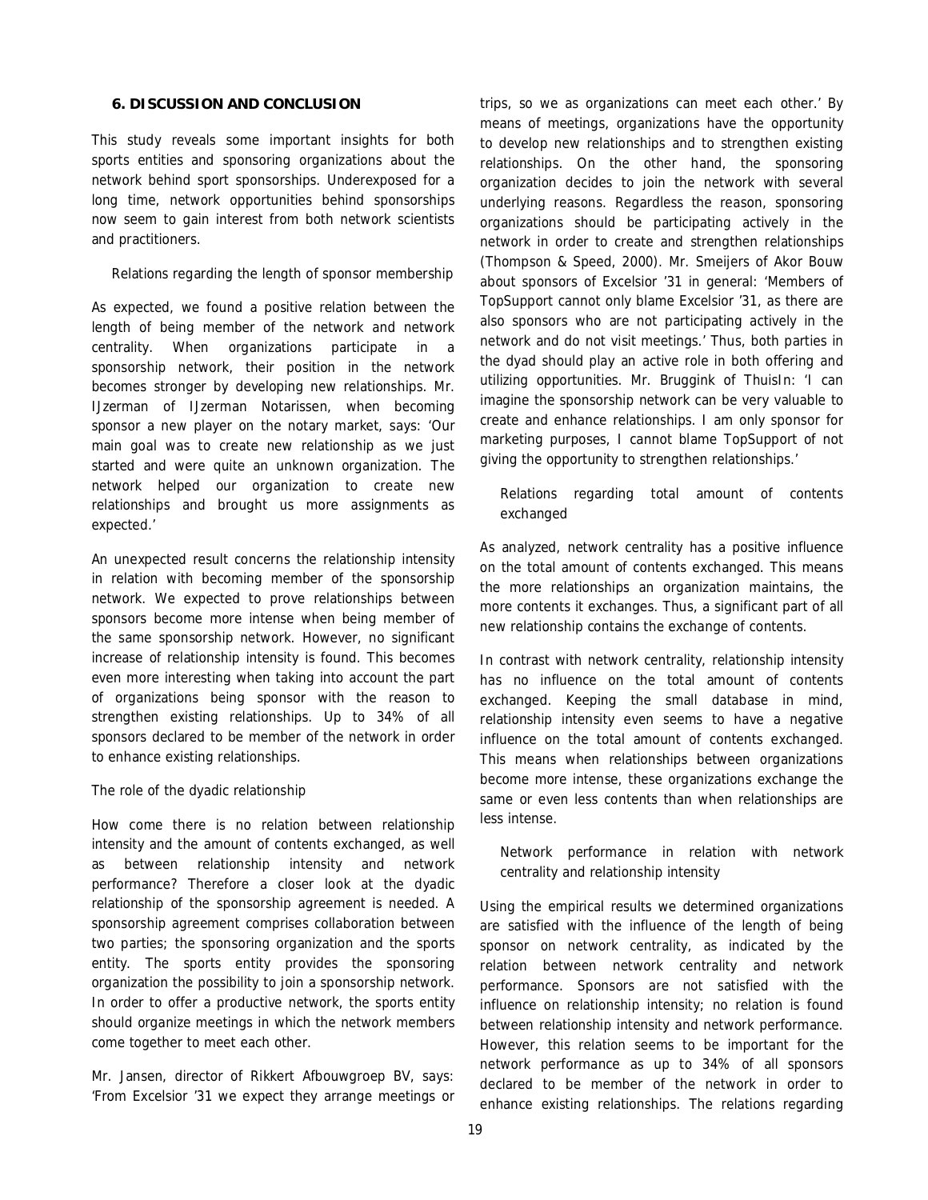## 6. DISCUSSION AND CONCLUSION

This study reveals some important insights for both sports entities and sponsoring organizations about the network behind sport sponsorships. Underexposed for a long time, network opportunities behind sponsorships now seem to gain interest from both network scientists and practitioners.

### Relations regarding the length of sponsor membership

As expected, we found a positive relation between the length of being member of the network and network centrality. When organizations participate in a sponsorship network, their position in the network becomes stronger by developing new relationships. Mr. IJzerman of IJzerman Notarissen, when becoming sponsor a new player on the notary market, says: 'Our main goal was to create new relationship as we just started and were quite an unknown organization. The network helped our organization to create new relationships and brought us more assignments as expected.'

An unexpected result concerns the relationship intensity in relation with becoming member of the sponsorship network. We expected to prove relationships between sponsors become more intense when being member of the same sponsorship network. However, no significant increase of relationship intensity is found. This becomes even more interesting when taking into account the part of organizations being sponsor with the reason to strengthen existing relationships. Up to 34% of all sponsors declared to be member of the network in order to enhance existing relationships.

### The role of the dyadic relationship

How come there is no relation between relationship intensity and the amount of contents exchanged, as well as between relationship intensity and network performance? Therefore a closer look at the dyadic relationship of the sponsorship agreement is needed. A sponsorship agreement comprises collaboration between two parties; the sponsoring organization and the sports entity. The sports entity provides the sponsoring organization the possibility to join a sponsorship network. In order to offer a productive network, the sports entity should organize meetings in which the network members come together to meet each other.

Mr. Jansen, director of Rikkert Afbouwgroep BV, says: 'From Excelsior '31 we expect they arrange meetings or trips, so we as organizations can meet each other.' By means of meetings, organizations have the opportunity to develop new relationships and to strengthen existing relationships. On the other hand, the sponsoring organization decides to join the network with several underlying reasons. Regardless the reason, sponsoring organizations should be participating actively in the network in order to create and strengthen relationships (Thompson & Speed, 2000). Mr. Smeijers of Akor Bouw about sponsors of Excelsior '31 in general: 'Members of TopSupport cannot only blame Excelsior '31, as there are also sponsors who are not participating actively in the network and do not visit meetings.' Thus, both parties in the dyad should play an active role in both offering and utilizing opportunities. Mr. Bruggink of ThuisIn: 'I can imagine the sponsorship network can be very valuable to create and enhance relationships. I am only sponsor for marketing purposes, I cannot blame TopSupport of not giving the opportunity to strengthen relationships.'

### Relations regarding total amount of contents exchanged

As analyzed, network centrality has a positive influence on the total amount of contents exchanged. This means the more relationships an organization maintains, the more contents it exchanges. Thus, a significant part of all new relationship contains the exchange of contents.

In contrast with network centrality, relationship intensity has no influence on the total amount of contents exchanged. Keeping the small database in mind, relationship intensity even seems to have a negative influence on the total amount of contents exchanged. This means when relationships between organizations become more intense, these organizations exchange the same or even less contents than when relationships are less intense.

### Network performance in relation with network centrality and relationship intensity

Using the empirical results we determined organizations are satisfied with the influence of the length of being sponsor on network centrality, as indicated by the relation between network centrality and network performance. Sponsors are not satisfied with the influence on relationship intensity; no relation is found between relationship intensity and network performance. However, this relation seems to be important for the network performance as up to 34% of all sponsors declared to be member of the network in order to enhance existing relationships. The relations regarding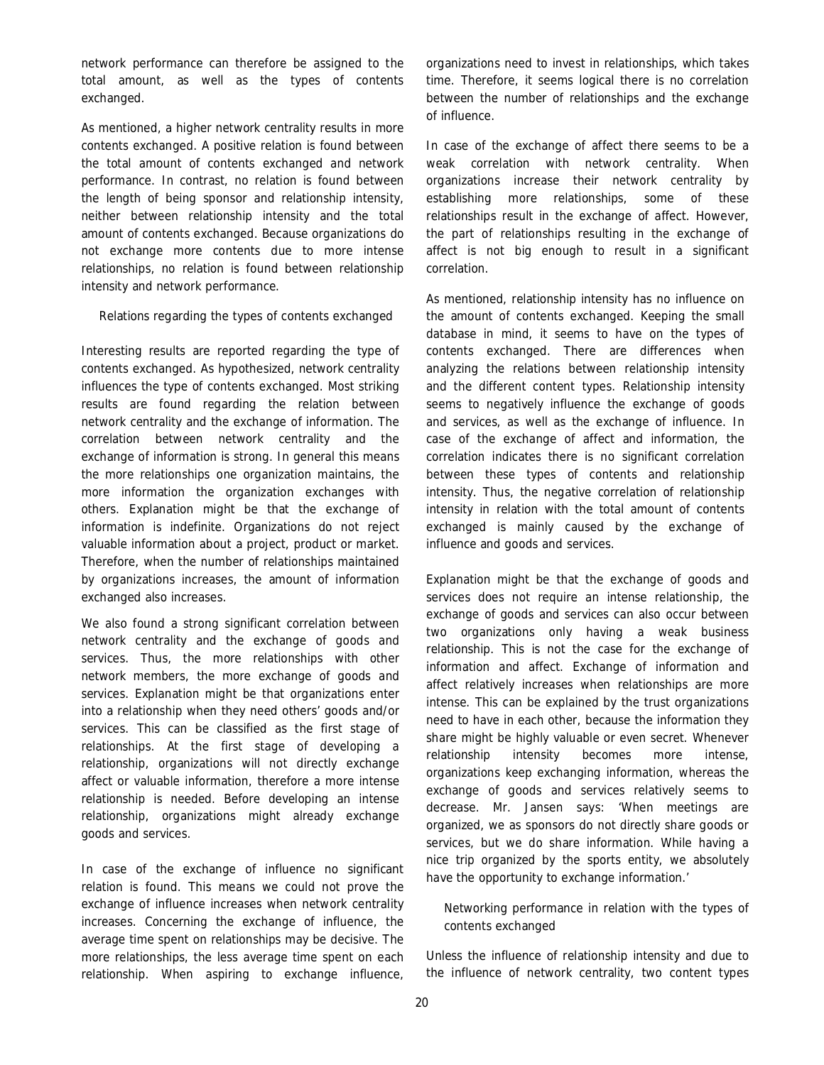network performance can therefore be assigned to the total amount, as well as the types of contents exchanged.

As mentioned, a higher network centrality results in more contents exchanged. A positive relation is found between the total amount of contents exchanged and network performance. In contrast, no relation is found between the length of being sponsor and relationship intensity, neither between relationship intensity and the total amount of contents exchanged. Because organizations do not exchange more contents due to more intense relationships, no relation is found between relationship intensity and network performance.

### Relations regarding the types of contents exchanged

Interesting results are reported regarding the type of contents exchanged. As hypothesized, network centrality influences the type of contents exchanged. Most striking results are found regarding the relation between network centrality and the exchange of information. The correlation between network centrality and the exchange of information is strong. In general this means the more relationships one organization maintains, the more information the organization exchanges with others. Explanation might be that the exchange of information is indefinite. Organizations do not reject valuable information about a project, product or market. Therefore, when the number of relationships maintained by organizations increases, the amount of information exchanged also increases.

We also found a strong significant correlation between network centrality and the exchange of goods and services. Thus, the more relationships with other network members, the more exchange of goods and services. Explanation might be that organizations enter into a relationship when they need others' goods and/or services. This can be classified as the first stage of relationships. At the first stage of developing a relationship, organizations will not directly exchange affect or valuable information, therefore a more intense relationship is needed. Before developing an intense relationship, organizations might already exchange goods and services.

In case of the exchange of influence no significant relation is found. This means we could not prove the exchange of influence increases when network centrality increases. Concerning the exchange of influence, the average time spent on relationships may be decisive. The more relationships, the less average time spent on each relationship. When aspiring to exchange influence, organizations need to invest in relationships, which takes time. Therefore, it seems logical there is no correlation between the number of relationships and the exchange of influence.

In case of the exchange of affect there seems to be a weak correlation with network centrality. When organizations increase their network centrality by establishing more relationships, some of these relationships result in the exchange of affect. However, the part of relationships resulting in the exchange of affect is not big enough to result in a significant correlation.

As mentioned, relationship intensity has no influence on the amount of contents exchanged. Keeping the small database in mind, it seems to have on the types of contents exchanged. There are differences when analyzing the relations between relationship intensity and the different content types. Relationship intensity seems to negatively influence the exchange of goods and services, as well as the exchange of influence. In case of the exchange of affect and information, the correlation indicates there is no significant correlation between these types of contents and relationship intensity. Thus, the negative correlation of relationship intensity in relation with the total amount of contents exchanged is mainly caused by the exchange of influence and goods and services.

Explanation might be that the exchange of goods and services does not require an intense relationship, the exchange of goods and services can also occur between two organizations only having a weak business relationship. This is not the case for the exchange of information and affect. Exchange of information and affect relatively increases when relationships are more intense. This can be explained by the trust organizations need to have in each other, because the information they share might be highly valuable or even secret. Whenever relationship intensity becomes more intense, organizations keep exchanging information, whereas the exchange of goods and services relatively seems to decrease. Mr. Jansen says: 'When meetings are organized, we as sponsors do not directly share goods or services, but we do share information. While having a nice trip organized by the sports entity, we absolutely have the opportunity to exchange information.'

### Networking performance in relation with the types of contents exchanged

Unless the influence of relationship intensity and due to the influence of network centrality, two content types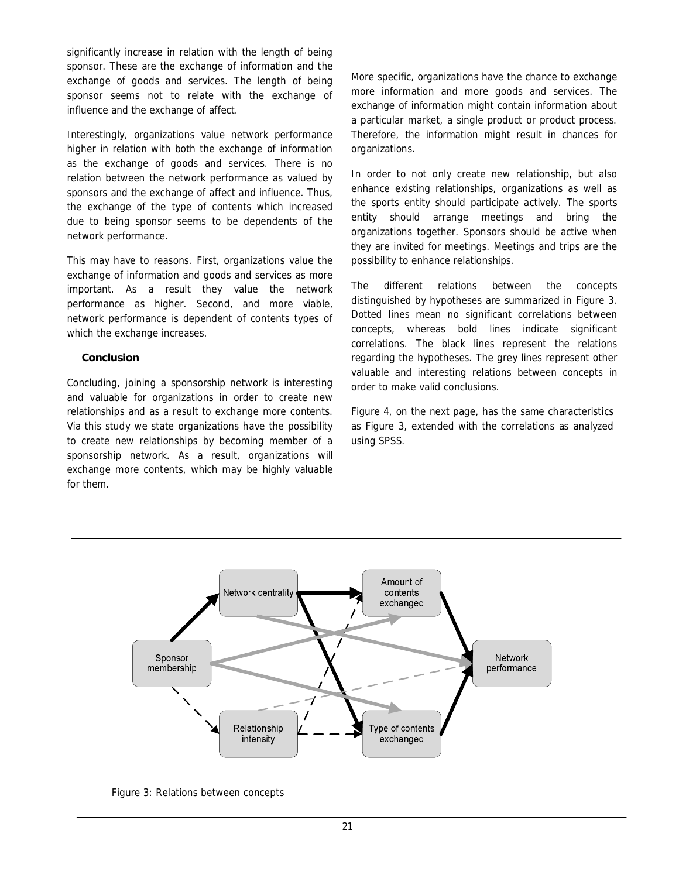significantly increase in relation with the length of being sponsor. These are the exchange of information and the exchange of goods and services. The length of being sponsor seems not to relate with the exchange of influence and the exchange of affect.

Interestingly, organizations value network performance higher in relation with both the exchange of information as the exchange of goods and services. There is no relation between the network performance as valued by sponsors and the exchange of affect and influence. Thus, the exchange of the type of contents which increased due to being sponsor seems to be dependents of the network performance.

This may have to reasons. First, organizations value the exchange of information and goods and services as more important. As a result they value the network performance as higher. Second, and more viable, network performance is dependent of contents types of which the exchange increases.

**Conclusion**

Concluding, joining a sponsorship network is interesting and valuable for organizations in order to create new relationships and as a result to exchange more contents. Via this study we state organizations have the possibility to create new relationships by becoming member of a sponsorship network. As a result, organizations will exchange more contents, which may be highly valuable for them.

More specific, organizations have the chance to exchange more information and more goods and services. The exchange of information might contain information about a particular market, a single product or product process. Therefore, the information might result in chances for organizations.

In order to not only create new relationship, but also enhance existing relationships, organizations as well as the sports entity should participate actively. The sports entity should arrange meetings and bring the organizations together. Sponsors should be active when they are invited for meetings. Meetings and trips are the possibility to enhance relationships.

The different relations between the concepts distinguished by hypotheses are summarized in Figure 3. Dotted lines mean no significant correlations between concepts, whereas bold lines indicate significant correlations. The black lines represent the relations regarding the hypotheses. The grey lines represent other valuable and interesting relations between concepts in order to make valid conclusions.

Figure 4, on the next page, has the same characteristics as Figure 3, extended with the correlations as analyzed using SPSS.

Figure 3: Relations between concepts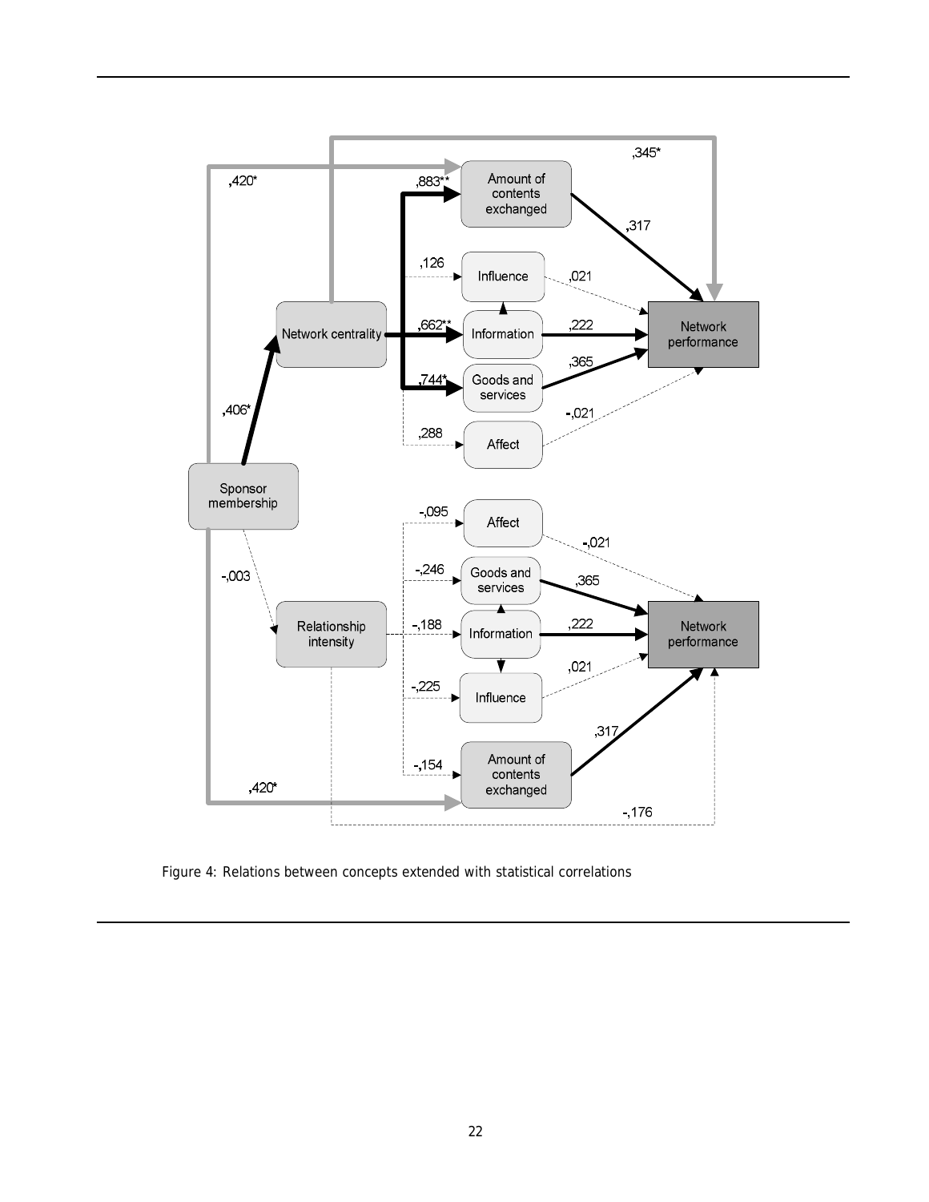Figure 4: Relations between concepts extended with statistical correlations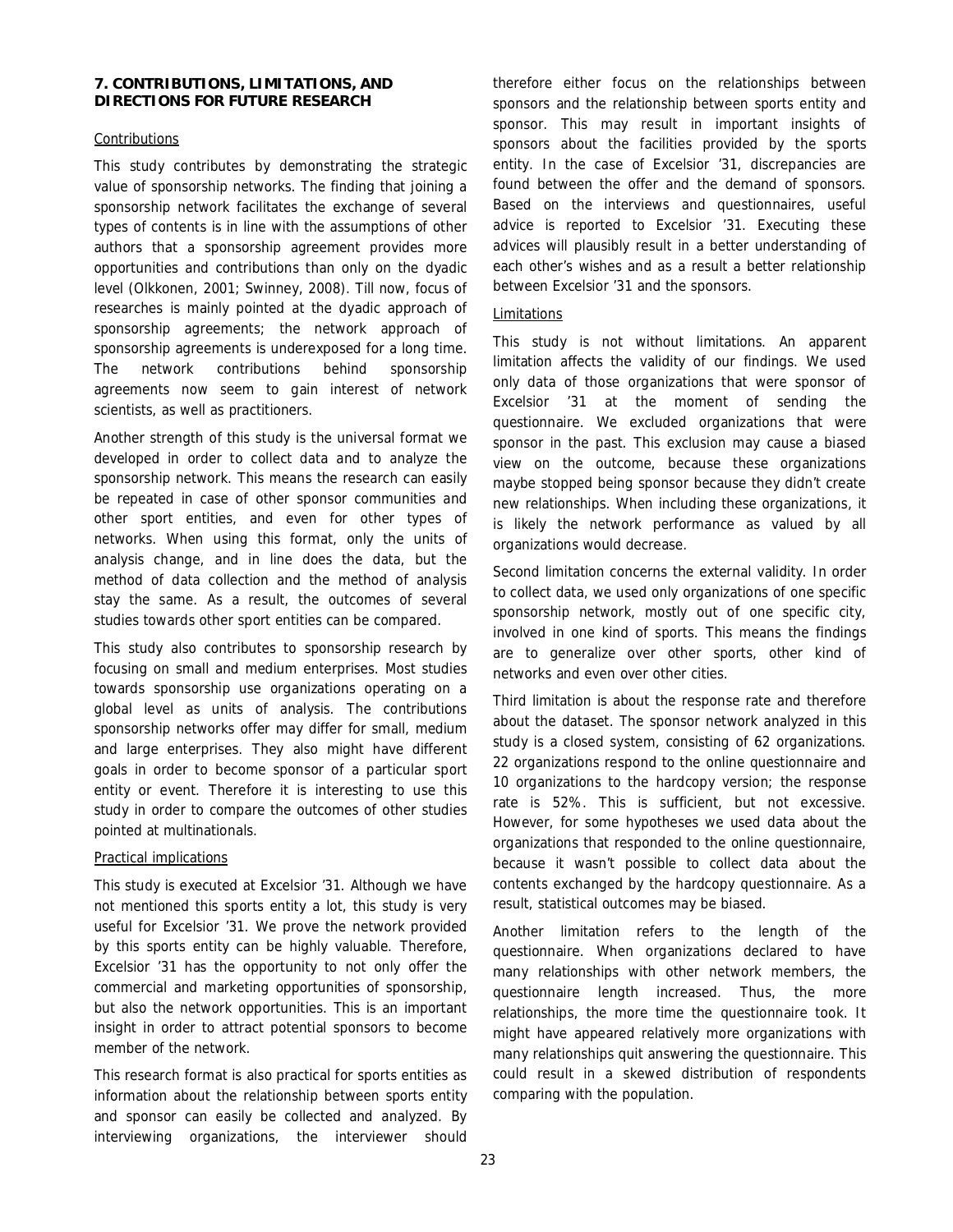## 7. CONTRIBUTIONS, LIMITATIONS, AND DIRECTIONS FOR FUTURE RESEARCH

### Contributions

This study contributes by demonstrating the strategic value of sponsorship networks. The finding that joining a sponsorship network facilitates the exchange of several types of contents is in line with the assumptions of other authors that a sponsorship agreement provides more opportunities and contributions than only on the dyadic level (Olkkonen, 2001; Swinney, 2008). Till now, focus of researches is mainly pointed at the dyadic approach of sponsorship agreements; the network approach of sponsorship agreements is underexposed for a long time. The network contributions behind sponsorship agreements now seem to gain interest of network scientists, as well as practitioners.

Another strength of this study is the universal format we developed in order to collect data and to analyze the sponsorship network. This means the research can easily be repeated in case of other sponsor communities and other sport entities, and even for other types of networks. When using this format, only the units of analysis change, and in line does the data, but the method of data collection and the method of analysis stay the same. As a result, the outcomes of several studies towards other sport entities can be compared.

This study also contributes to sponsorship research by focusing on small and medium enterprises. Most studies towards sponsorship use organizations operating on a global level as units of analysis. The contributions sponsorship networks offer may differ for small, medium and large enterprises. They also might have different goals in order to become sponsor of a particular sport entity or event. Therefore it is interesting to use this study in order to compare the outcomes of other studies pointed at multinationals.

### Practical implications

This study is executed at Excelsior '31. Although we have not mentioned this sports entity a lot, this study is very useful for Excelsior '31. We prove the network provided by this sports entity can be highly valuable. Therefore, Excelsior '31 has the opportunity to not only offer the commercial and marketing opportunities of sponsorship, but also the network opportunities. This is an important insight in order to attract potential sponsors to become member of the network.

This research format is also practical for sports entities as information about the relationship between sports entity and sponsor can easily be collected and analyzed. By interviewing organizations, the interviewer should therefore either focus on the relationships between sponsors and the relationship between sports entity and sponsor. This may result in important insights of sponsors about the facilities provided by the sports entity. In the case of Excelsior '31, discrepancies are found between the offer and the demand of sponsors. Based on the interviews and questionnaires, useful advice is reported to Excelsior '31. Executing these advices will plausibly result in a better understanding of each other's wishes and as a result a better relationship between Excelsior '31 and the sponsors.

### Limitations

This study is not without limitations. An apparent limitation affects the validity of our findings. We used only data of those organizations that were sponsor of Excelsior '31 at the moment of sending the questionnaire. We excluded organizations that were sponsor in the past. This exclusion may cause a biased view on the outcome, because these organizations maybe stopped being sponsor because they didn't create new relationships. When including these organizations, it is likely the network performance as valued by all organizations would decrease.

Second limitation concerns the external validity. In order to collect data, we used only organizations of one specific sponsorship network, mostly out of one specific city, involved in one kind of sports. This means the findings are to generalize over other sports, other kind of networks and even over other cities.

Third limitation is about the response rate and therefore about the dataset. The sponsor network analyzed in this study is a closed system, consisting of 62 organizations. 22 organizations respond to the online questionnaire and 10 organizations to the hardcopy version; the response rate is 52%. This is sufficient, but not excessive. However, for some hypotheses we used data about the organizations that responded to the online questionnaire, because it wasn't possible to collect data about the contents exchanged by the hardcopy questionnaire. As a result, statistical outcomes may be biased.

Another limitation refers to the length of the questionnaire. When organizations declared to have many relationships with other network members, the questionnaire length increased. Thus, the more relationships, the more time the questionnaire took. It might have appeared relatively more organizations with many relationships quit answering the questionnaire. This could result in a skewed distribution of respondents comparing with the population.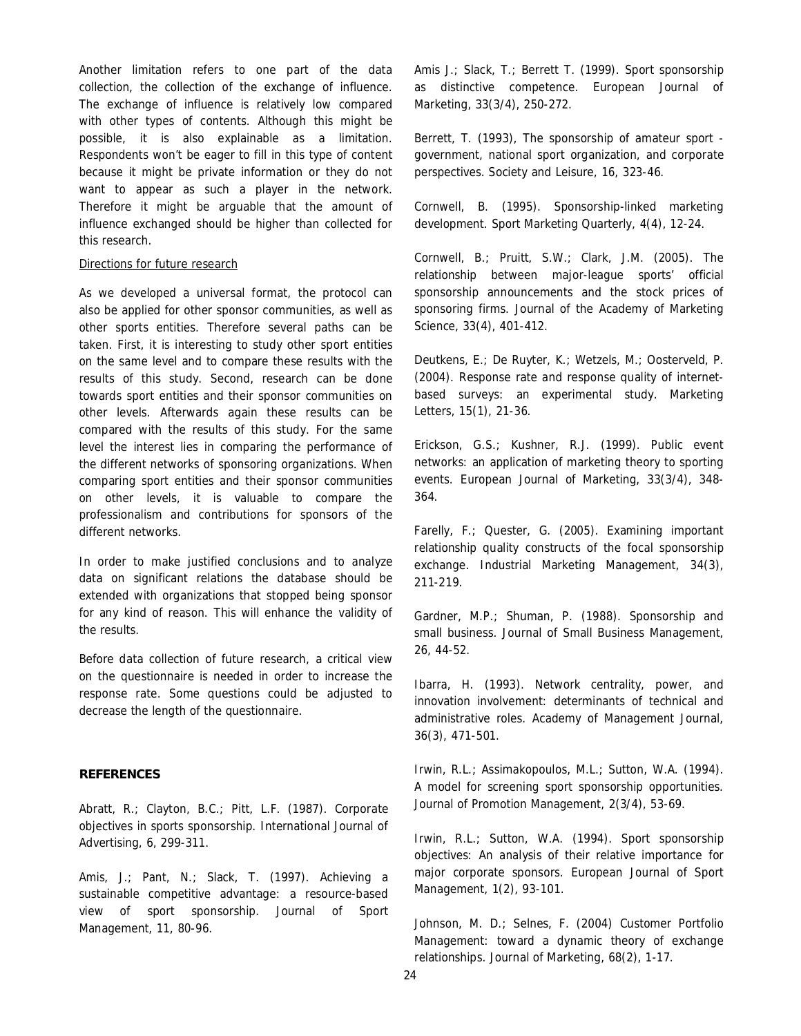Another limitation refers to one part of the data collection, the collection of the exchange of influence. The exchange of influence is relatively low compared with other types of contents. Although this might be possible, it is also explainable as a limitation. Respondents won't be eager to fill in this type of content because it might be private information or they do not want to appear as such a player in the network. Therefore it might be arguable that the amount of influence exchanged should be higher than collected for this research.

Directions for future research

As we developed a universal format, the protocol can also be applied for other sponsor communities, as well as other sports entities. Therefore several paths can be taken. First, it is interesting to study other sport entities on the same level and to compare these results with the results of this study. Second, research can be done towards sport entities and their sponsor communities on other levels. Afterwards again these results can be compared with the results of this study. For the same level the interest lies in comparing the performance of the different networks of sponsoring organizations. When comparing sport entities and their sponsor communities on other levels, it is valuable to compare the professionalism and contributions for sponsors of the different networks.

In order to make justified conclusions and to analyze data on significant relations the database should be extended with organizations that stopped being sponsor for any kind of reason. This will enhance the validity of the results.

Before data collection of future research, a critical view on the questionnaire is needed in order to increase the response rate. Some questions could be adjusted to decrease the length of the questionnaire.

## REFERENCES

Abratt, R.; Clayton, B.C.; Pitt, L.F. (1987). Corporate objectives in sports sponsorship. International Journal of Advertising, 6, 299-311.

Amis, J.; Pant, N.; Slack, T. (1997). Achieving a sustainable competitive advantage: a resource-based view of sport sponsorship. Journal of Sport Management, 11, 80-96.

Amis J.; Slack, T.; Berrett T. (1999). Sport sponsorship as distinctive competence. European Journal of Marketing, 33(3/4), 250-272.

Berrett, T. (1993), The sponsorship of amateur sport - government, national sport organization, and corporate perspectives. Society and Leisure, 16, 323-46.

Cornwell, B. (1995). Sponsorship-linked marketing development. Sport Marketing Quarterly, 4(4), 12-24.

Cornwell, B.; Pruitt, S.W.; Clark, J.M. (2005). The relationship between major-league sports' official sponsorship announcements and the stock prices of sponsoring firms. Journal of the Academy of Marketing Science, 33(4), 401-412.

Deutkens, E.; De Ruyter, K.; Wetzels, M.; Oosterveld, P. (2004). Response rate and response quality of internet-based surveys: an experimental study. Marketing Letters, 15(1), 21-36.

Erickson, G.S.; Kushner, R.J. (1999). Public event networks: an application of marketing theory to sporting events. European Journal of Marketing, 33(3/4), 348-364.

Farelly, F.; Quester, G. (2005). Examining important relationship quality constructs of the focal sponsorship exchange. Industrial Marketing Management, 34(3), 211-219.

Gardner, M.P.; Shuman, P. (1988). Sponsorship and small business. Journal of Small Business Management, 26, 44-52.

Ibarra, H. (1993). Network centrality, power, and innovation involvement: determinants of technical and administrative roles. Academy of Management Journal, 36(3), 471-501.

Irwin, R.L.; Assimakopoulos, M.L.; Sutton, W.A. (1994). A model for screening sport sponsorship opportunities. Journal of Promotion Management, 2(3/4), 53-69.

Irwin, R.L.; Sutton, W.A. (1994). Sport sponsorship objectives: An analysis of their relative importance for major corporate sponsors. European Journal of Sport Management, 1(2), 93-101.

Johnson, M. D.; Selnes, F. (2004) Customer Portfolio Management: toward a dynamic theory of exchange relationships. Journal of Marketing, 68(2), 1-17.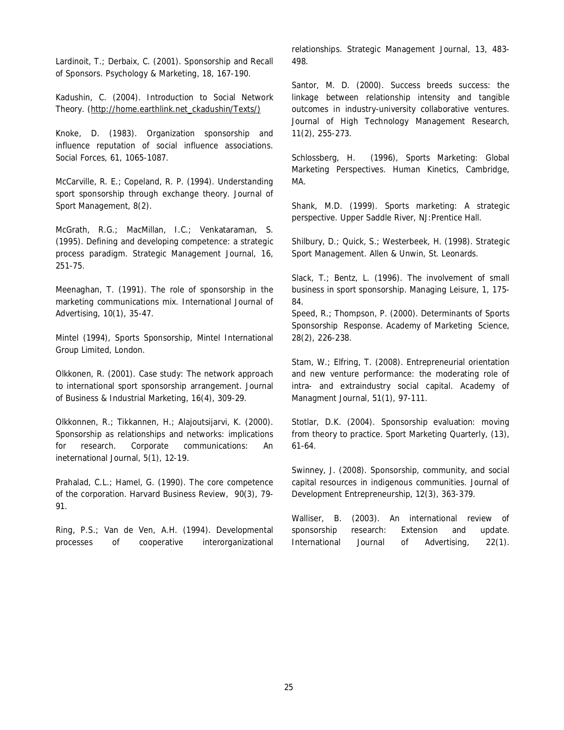Lardinoit, T.; Derbaix, C. (2001). Sponsorship and Recall of Sponsors. Psychology & Marketing, 18, 167-190.

Kadushin, C. (2004). Introduction to Social Network Theory. (http://home.earthlink.net_ckadushin/Texts/)

Knoke, D. (1983). Organization sponsorship and influence reputation of social influence associations. Social Forces, 61, 1065-1087.

McCarville, R. E.; Copeland, R. P. (1994). Understanding sport sponsorship through exchange theory. Journal of Sport Management, 8(2).

McGrath, R.G.; MacMillan, I.C.; Venkataraman, S. (1995). Defining and developing competence: a strategic process paradigm. Strategic Management Journal, 16, 251-75.

Meenaghan, T. (1991). The role of sponsorship in the marketing communications mix. International Journal of Advertising, 10(1), 35-47.

Mintel (1994), Sports Sponsorship, Mintel International Group Limited, London.

Olkkonen, R. (2001). Case study: The network approach to international sport sponsorship arrangement. Journal of Business & Industrial Marketing, 16(4), 309-29.

Olkkonnen, R.; Tikkannen, H.; Alajoutsijarvi, K. (2000). Sponsorship as relationships and networks: implications for research. Corporate communications: An ineternational Journal, 5(1), 12-19.

Prahalad, C.L.; Hamel, G. (1990). The core competence of the corporation. Harvard Business Review, 90(3), 79-91.

Ring, P.S.; Van de Ven, A.H. (1994). Developmental processes of cooperative interorganizational relationships. Strategic Management Journal, 13, 483-498.

Santor, M. D. (2000). Success breeds success: the linkage between relationship intensity and tangible outcomes in industry-university collaborative ventures. Journal of High Technology Management Research, 11(2), 255-273.

Schlossberg, H. (1996), Sports Marketing: Global Marketing Perspectives. Human Kinetics, Cambridge, MA.

Shank, M.D. (1999). Sports marketing: A strategic perspective. Upper Saddle River, NJ:Prentice Hall.

Shilbury, D.; Quick, S.; Westerbeek, H. (1998). Strategic Sport Management. Allen & Unwin, St. Leonards.

Slack, T.; Bentz, L. (1996). The involvement of small business in sport sponsorship. Managing Leisure, 1, 175-84.

Speed, R.; Thompson, P. (2000). Determinants of Sports Sponsorship Response. Academy of Marketing Science, 28(2), 226-238.

Stam, W.; Elfring, T. (2008). Entrepreneurial orientation and new venture performance: the moderating role of intra- and extraindustry social capital. Academy of Managment Journal, 51(1), 97-111.

Stotlar, D.K. (2004). Sponsorship evaluation: moving from theory to practice. Sport Marketing Quarterly, (13), 61-64.

Swinney, J. (2008). Sponsorship, community, and social capital resources in indigenous communities. Journal of Development Entrepreneurship, 12(3), 363-379.

Walliser, B. (2003). An international review of sponsorship research: Extension and update. International Journal of Advertising, 22(1).